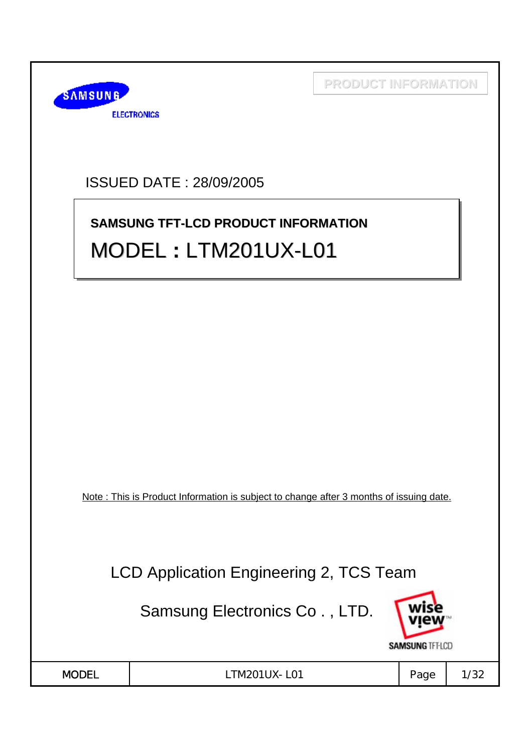SAMSUNG ELECTRONICS

PRODUCT INFORMATION

ISSUED DATE : 28/09/2005

**SAMSUNG TFT-LCD PRODUCT INFORMATION**

# MODEL : LTM201UX-L01

Note : This is Product Information is subject to change after 3 months of issuing date.

LCD Application Engineering 2, TCS Team

Samsung Electronics Co . , LTD.

wise view™ SAMSUNG TFT-LCD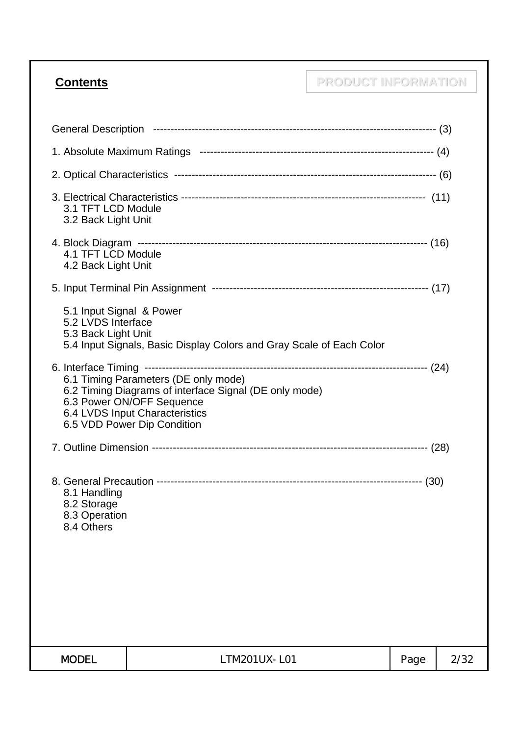## Contents

PRODUCT INFORMATION

General Description ------------------------------------------------------------------------------- (3)

1. Absolute Maximum Ratings ------------------------------------------------------------------ (4)

2. Optical Characteristics -------------------------------------------------------------------------- (6)

3. Electrical Characteristics -------------------------------------------------------------------- (11)
   - 3.1 TFT LCD Module
   - 3.2 Back Light Unit

4. Block Diagram ------------------------------------------------------------------------------- (16)
   - 4.1 TFT LCD Module
   - 4.2 Back Light Unit

5. Input Terminal Pin Assignment ------------------------------------------------------------- (17)
   - 5.1 Input Signal & Power
   - 5.2 LVDS Interface
   - 5.3 Back Light Unit
   - 5.4 Input Signals, Basic Display Colors and Gray Scale of Each Color

6. Interface Timing ------------------------------------------------------------------------------ (24)
   - 6.1 Timing Parameters (DE only mode)
   - 6.2 Timing Diagrams of interface Signal (DE only mode)
   - 6.3 Power ON/OFF Sequence
   - 6.4 LVDS Input Characteristics
   - 6.5 VDD Power Dip Condition

7. Outline Dimension ----------------------------------------------------------------------------- (28)

8. General Precaution -------------------------------------------------------------------------- (30)
   - 8.1 Handling
   - 8.2 Storage
   - 8.3 Operation
   - 8.4 Others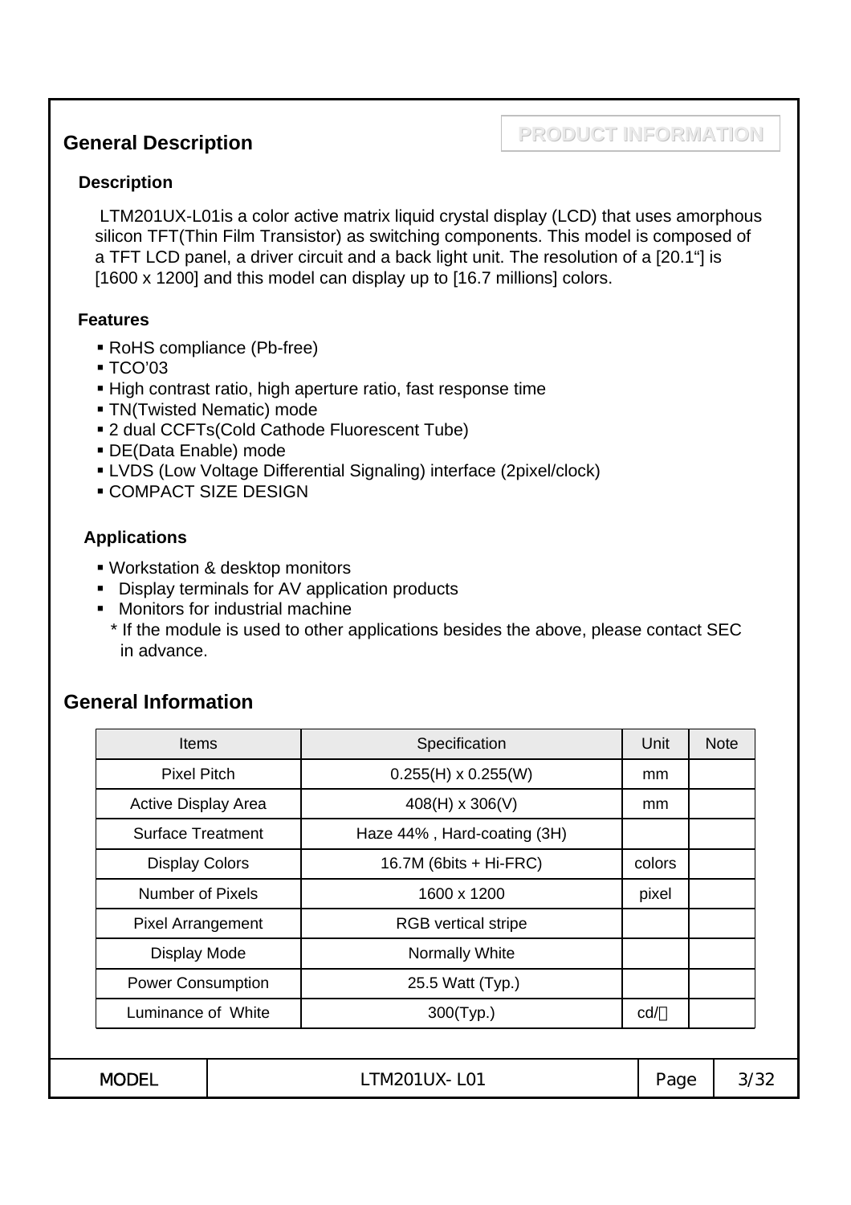## General Description

PRODUCT INFORMATION

### Description

LTM201UX-L01is a color active matrix liquid crystal display (LCD) that uses amorphous silicon TFT(Thin Film Transistor) as switching components. This model is composed of a TFT LCD panel, a driver circuit and a back light unit. The resolution of a [20.1"] is [1600 x 1200] and this model can display up to [16.7 millions] colors.

### Features

- RoHS compliance (Pb-free)
- TCO'03
- High contrast ratio, high aperture ratio, fast response time
- TN(Twisted Nematic) mode
- 2 dual CCFTs(Cold Cathode Fluorescent Tube)
- DE(Data Enable) mode
- LVDS (Low Voltage Differential Signaling) interface (2pixel/clock)
- COMPACT SIZE DESIGN

### Applications

- Workstation & desktop monitors
- Display terminals for AV application products
- Monitors for industrial machine

\* If the module is used to other applications besides the above, please contact SEC in advance.

## General Information

| Items | Specification | Unit | Note |
|---|---|---|---|
| Pixel Pitch | 0.255(H) x 0.255(W) | mm | |
| Active Display Area | 408(H) x 306(V) | mm | |
| Surface Treatment | Haze 44% , Hard-coating (3H) | | |
| Display Colors | 16.7M (6bits + Hi-FRC) | colors | |
| Number of Pixels | 1600 x 1200 | pixel | |
| Pixel Arrangement | RGB vertical stripe | | |
| Display Mode | Normally White | | |
| Power Consumption | 25.5 Watt (Typ.) | | |
| Luminance of White | 300(Typ.) | cd/㎡ | |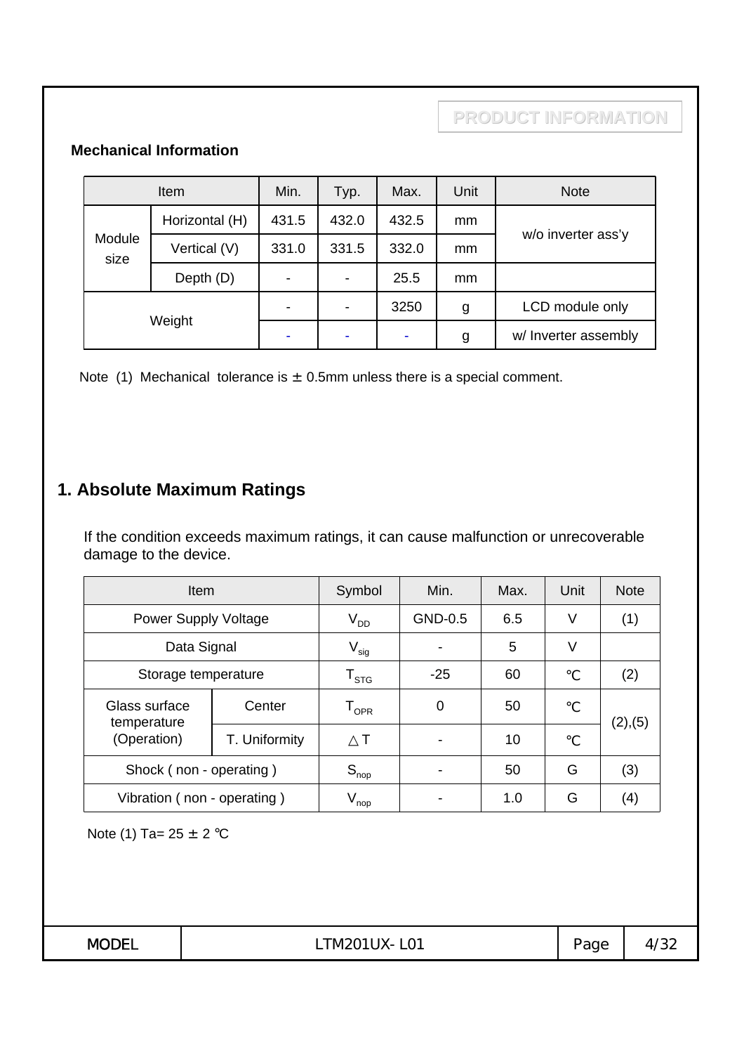PRODUCT INFORMATION

**Mechanical Information**

| Item | | Min. | Typ. | Max. | Unit | Note |
|---|---|---|---|---|---|---|
| Module size | Horizontal (H) | 431.5 | 432.0 | 432.5 | mm | w/o inverter ass'y |
| | Vertical (V) | 331.0 | 331.5 | 332.0 | mm | |
| | Depth (D) | - | - | 25.5 | mm | |
| Weight | | - | - | 3250 | g | LCD module only |
| | | - | - | - | g | w/ Inverter assembly |

Note (1) Mechanical tolerance is ± 0.5mm unless there is a special comment.

## 1. Absolute Maximum Ratings

If the condition exceeds maximum ratings, it can cause malfunction or unrecoverable damage to the device.

| Item | | Symbol | Min. | Max. | Unit | Note |
|---|---|---|---|---|---|---|
| Power Supply Voltage | | $V_{DD}$ | GND-0.5 | 6.5 | V | (1) |
| Data Signal | | $V_{sig}$ | - | 5 | V | |
| Storage temperature | | $T_{STG}$ | -25 | 60 | ℃ | (2) |
| Glass surface temperature (Operation) | Center | $T_{OPR}$ | 0 | 50 | ℃ | (2),(5) |
| | T. Uniformity | $\triangle T$ | - | 10 | ℃ | |
| Shock ( non - operating ) | | $S_{nop}$ | - | 50 | G | (3) |
| Vibration ( non - operating ) | | $V_{nop}$ | - | 1.0 | G | (4) |

Note (1) Ta= 25 ± 2 ℃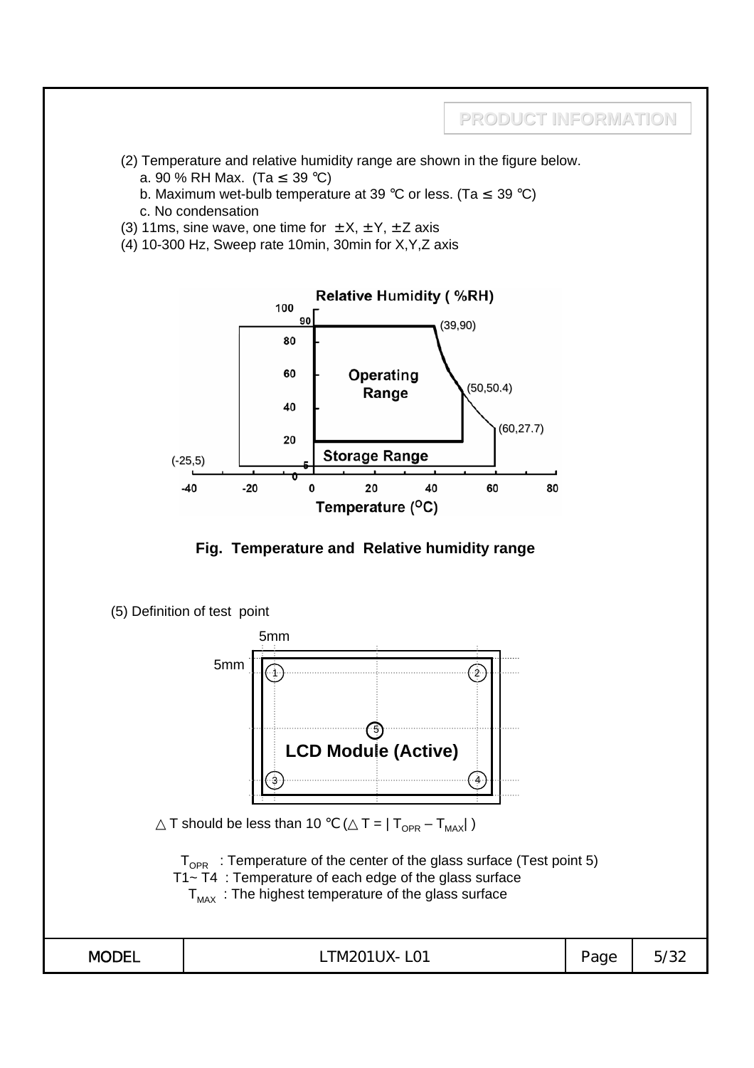(2) Temperature and relative humidity range are shown in the figure below.

a. 90 % RH Max. (Ta ≤ 39 ℃)

b. Maximum wet-bulb temperature at 39 ℃ or less. (Ta ≤ 39 ℃)

c. No condensation

(3) 11ms, sine wave, one time for ±X, ±Y, ±Z axis

(4) 10-300 Hz, Sweep rate 10min, 30min for X,Y,Z axis

**Fig. Temperature and Relative humidity range**

(5) Definition of test point

△T should be less than 10 ℃ (△T = | $T_{OPR}$ – $T_{MAX}$| )

$T_{OPR}$ : Temperature of the center of the glass surface (Test point 5)

T1~ T4 : Temperature of each edge of the glass surface

$T_{MAX}$ : The highest temperature of the glass surface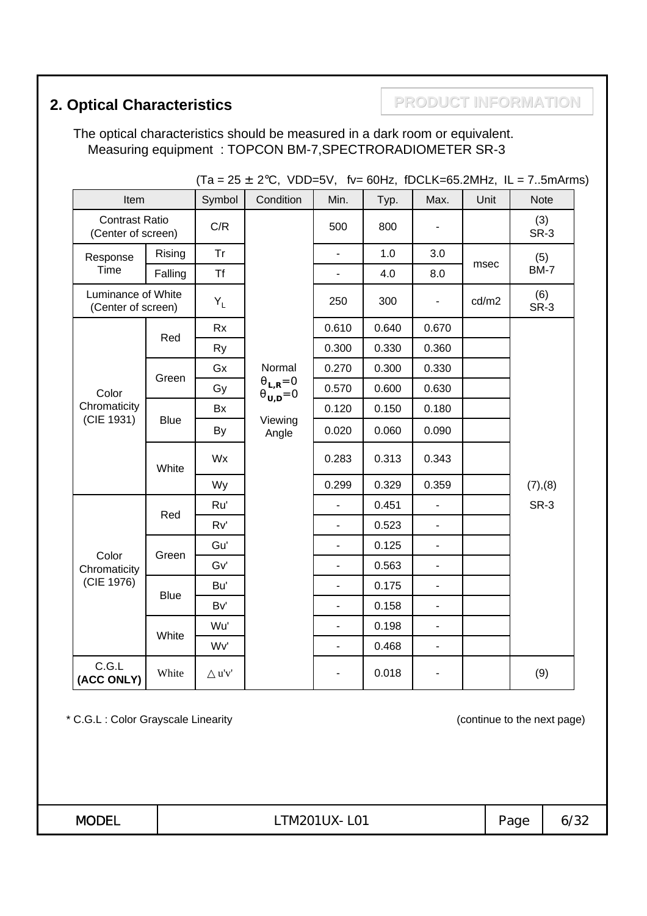## 2. Optical Characteristics

PRODUCT INFORMATION

The optical characteristics should be measured in a dark room or equivalent.
Measuring equipment : TOPCON BM-7,SPECTRORADIOMETER SR-3

(Ta = 25 ± 2℃, VDD=5V, fv= 60Hz, fDCLK=65.2MHz, IL = 7..5mArms)

| Item | | Symbol | Condition | Min. | Typ. | Max. | Unit | Note |
|---|---|---|---|---|---|---|---|---|
| Contrast Ratio (Center of screen) | | C/R | Normal $\theta_{L,R}=0$ $\theta_{U,D}=0$ Viewing Angle | 500 | 800 | - | | (3) SR-3 |
| Response Time | Rising | Tr | | - | 1.0 | 3.0 | msec | (5) BM-7 |
| | Falling | Tf | | - | 4.0 | 8.0 | | |
| Luminance of White (Center of screen) | | $Y_L$ | | 250 | 300 | - | cd/m2 | (6) SR-3 |
| Color Chromaticity (CIE 1931) | Red | Rx | | 0.610 | 0.640 | 0.670 | | (7),(8) SR-3 |
| | | Ry | | 0.300 | 0.330 | 0.360 | | |
| | Green | Gx | | 0.270 | 0.300 | 0.330 | | |
| | | Gy | | 0.570 | 0.600 | 0.630 | | |
| | Blue | Bx | | 0.120 | 0.150 | 0.180 | | |
| | | By | | 0.020 | 0.060 | 0.090 | | |
| | White | Wx | | 0.283 | 0.313 | 0.343 | | |
| | | Wy | | 0.299 | 0.329 | 0.359 | | |
| Color Chromaticity (CIE 1976) | Red | Ru' | | - | 0.451 | - | | |
| | | Rv' | | - | 0.523 | - | | |
| | Green | Gu' | | - | 0.125 | - | | |
| | | Gv' | | - | 0.563 | - | | |
| | Blue | Bu' | | - | 0.175 | - | | |
| | | Bv' | | - | 0.158 | - | | |
| | White | Wu' | | - | 0.198 | - | | |
| | | Wv' | | - | 0.468 | - | | |
| C.G.L **(ACC ONLY)** | White | △u'v' | | - | 0.018 | - | | (9) |

* C.G.L : Color Grayscale Linearity

(continue to the next page)

| MODEL | LTM201UX- L01 |
|---|---|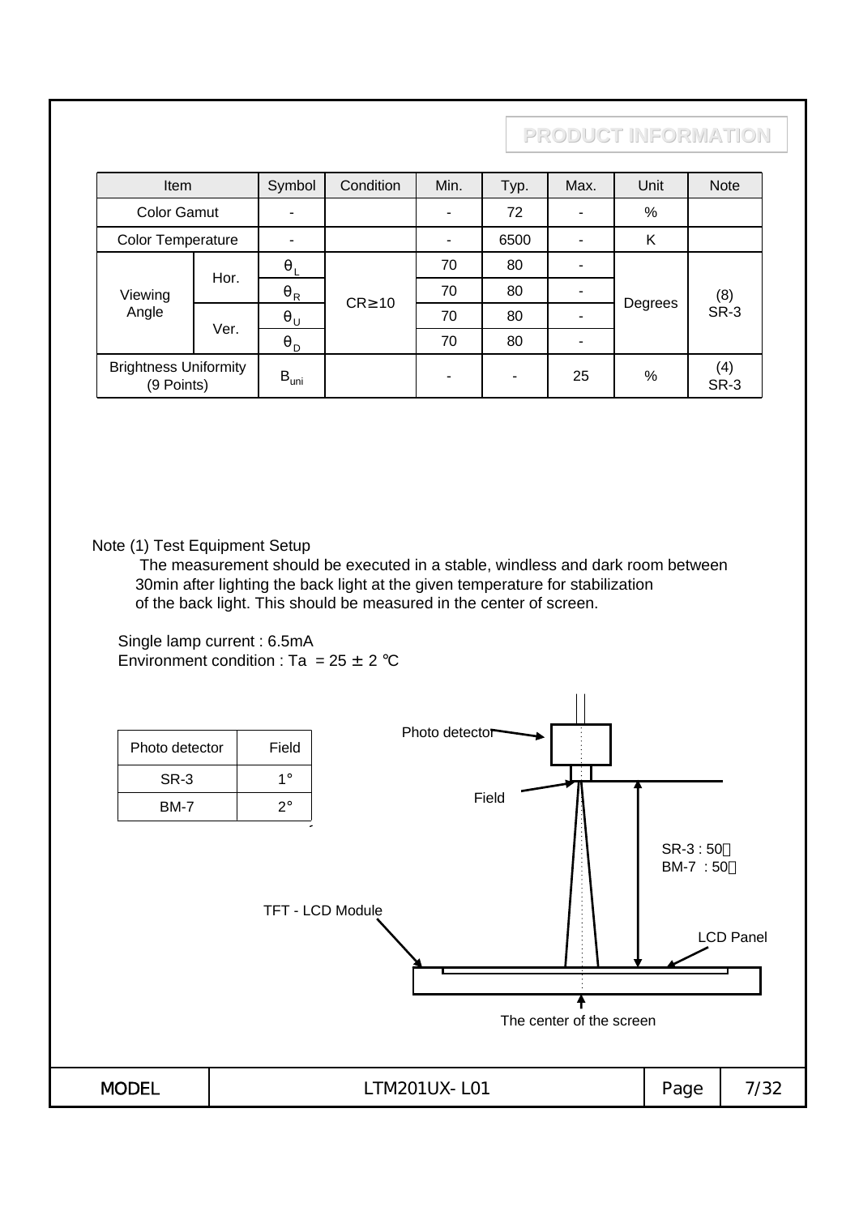PRODUCT INFORMATION

| Item | | Symbol | Condition | Min. | Typ. | Max. | Unit | Note |
|---|---|---|---|---|---|---|---|---|
| Color Gamut | | - | | - | 72 | - | % | |
| Color Temperature | | - | | - | 6500 | - | K | |
| Viewing Angle | Hor. | $\theta_L$ | CR≥10 | 70 | 80 | - | Degrees | (8) SR-3 |
| | | $\theta_R$ | | 70 | 80 | - | | |
| | Ver. | $\theta_U$ | | 70 | 80 | - | | |
| | | $\theta_D$ | | 70 | 80 | - | | |
| Brightness Uniformity (9 Points) | | $B_{uni}$ | | - | - | 25 | % | (4) SR-3 |

Note (1) Test Equipment Setup

The measurement should be executed in a stable, windless and dark room between 30min after lighting the back light at the given temperature for stabilization of the back light. This should be measured in the center of screen.

Single lamp current : 6.5mA

Environment condition : Ta = 25 ± 2 ℃

| Photo detector | Field |
|---|---|
| SR-3 | 1° |
| BM-7 | 2° |

Photo detector

Field

SR-3 : 50㎝
BM-7 : 50㎝

TFT - LCD Module

LCD Panel

The center of the screen

MODEL LTM201UX-L01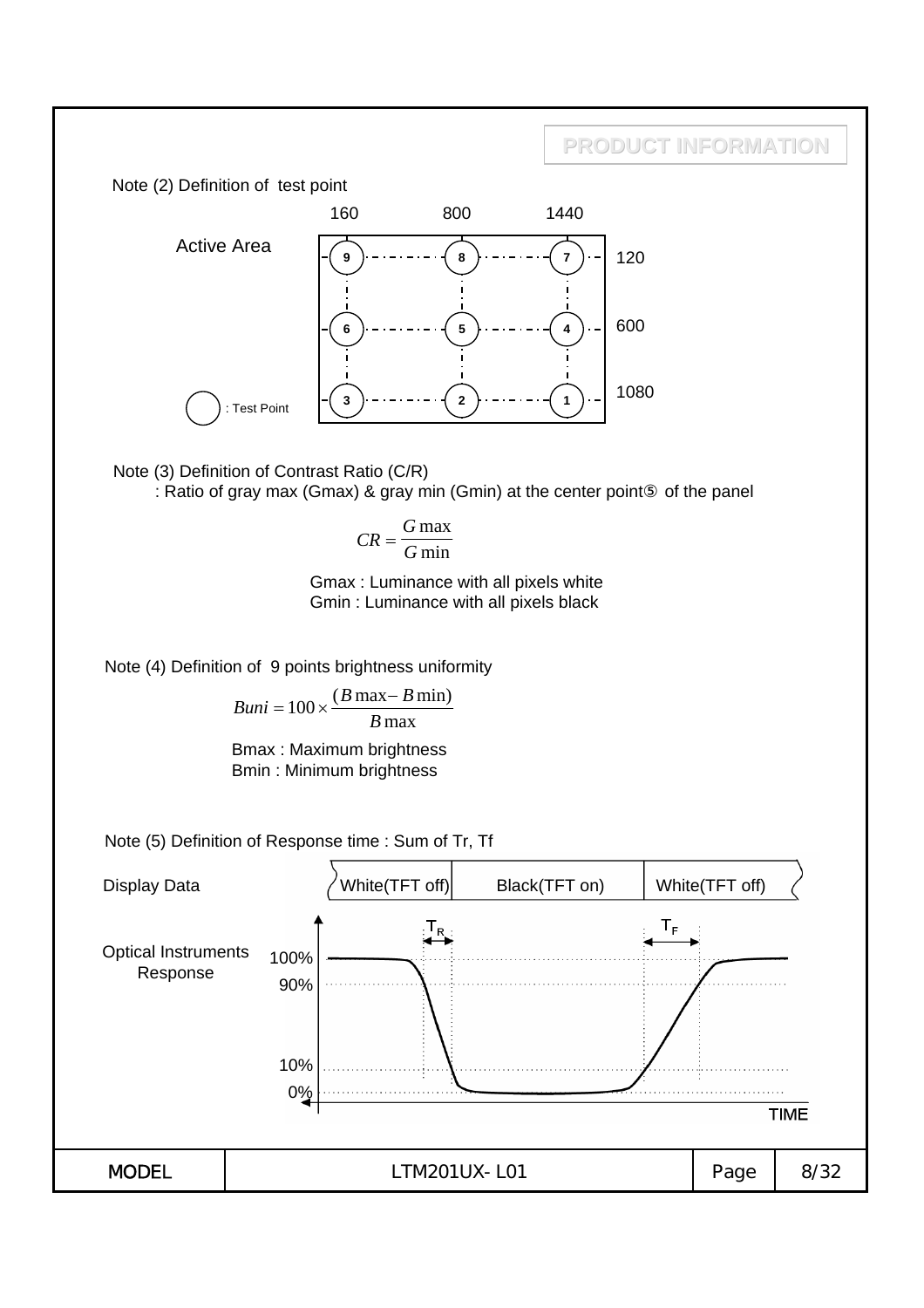Note (2) Definition of test point

| | 160 | 800 | 1440 |
|---|---|---|---|
| 120 | 9 | 8 | 7 |
| 600 | 6 | 5 | 4 |
| 1080 | 3 | 2 | 1 |

Active Area

○ : Test Point

Note (3) Definition of Contrast Ratio (C/R)

: Ratio of gray max (Gmax) & gray min (Gmin) at the center point⑤ of the panel

$$CR = \frac{G\max}{G\min}$$

Gmax : Luminance with all pixels white
Gmin : Luminance with all pixels black

Note (4) Definition of 9 points brightness uniformity

$$Buni = 100 \times \frac{(B\max - B\min)}{B\max}$$

Bmax : Maximum brightness
Bmin : Minimum brightness

Note (5) Definition of Response time : Sum of Tr, Tf

Display Data: White(TFT off) | Black(TFT on) | White(TFT off)

Optical Instruments Response: 100%, 90%, 10%, 0%; $T_R$, $T_F$; TIME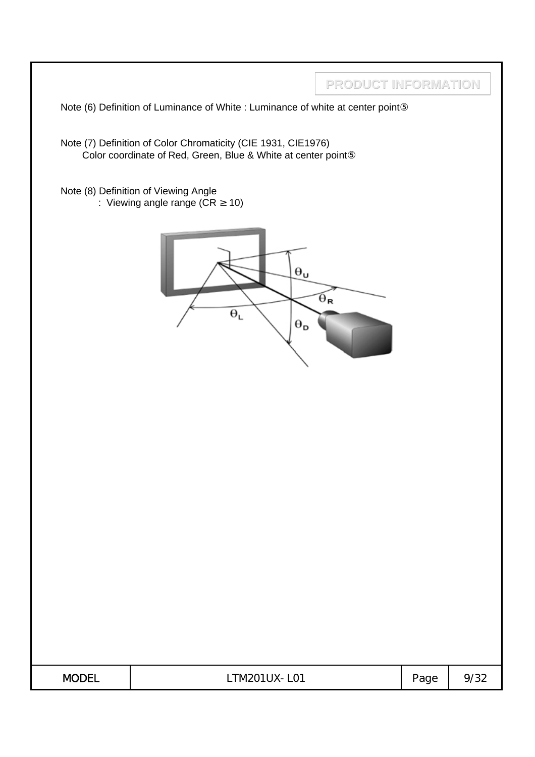Note (6) Definition of Luminance of White : Luminance of white at center point⑤

Note (7) Definition of Color Chromaticity (CIE 1931, CIE1976)
Color coordinate of Red, Green, Blue & White at center point⑤

Note (8) Definition of Viewing Angle
: Viewing angle range (CR ≥ 10)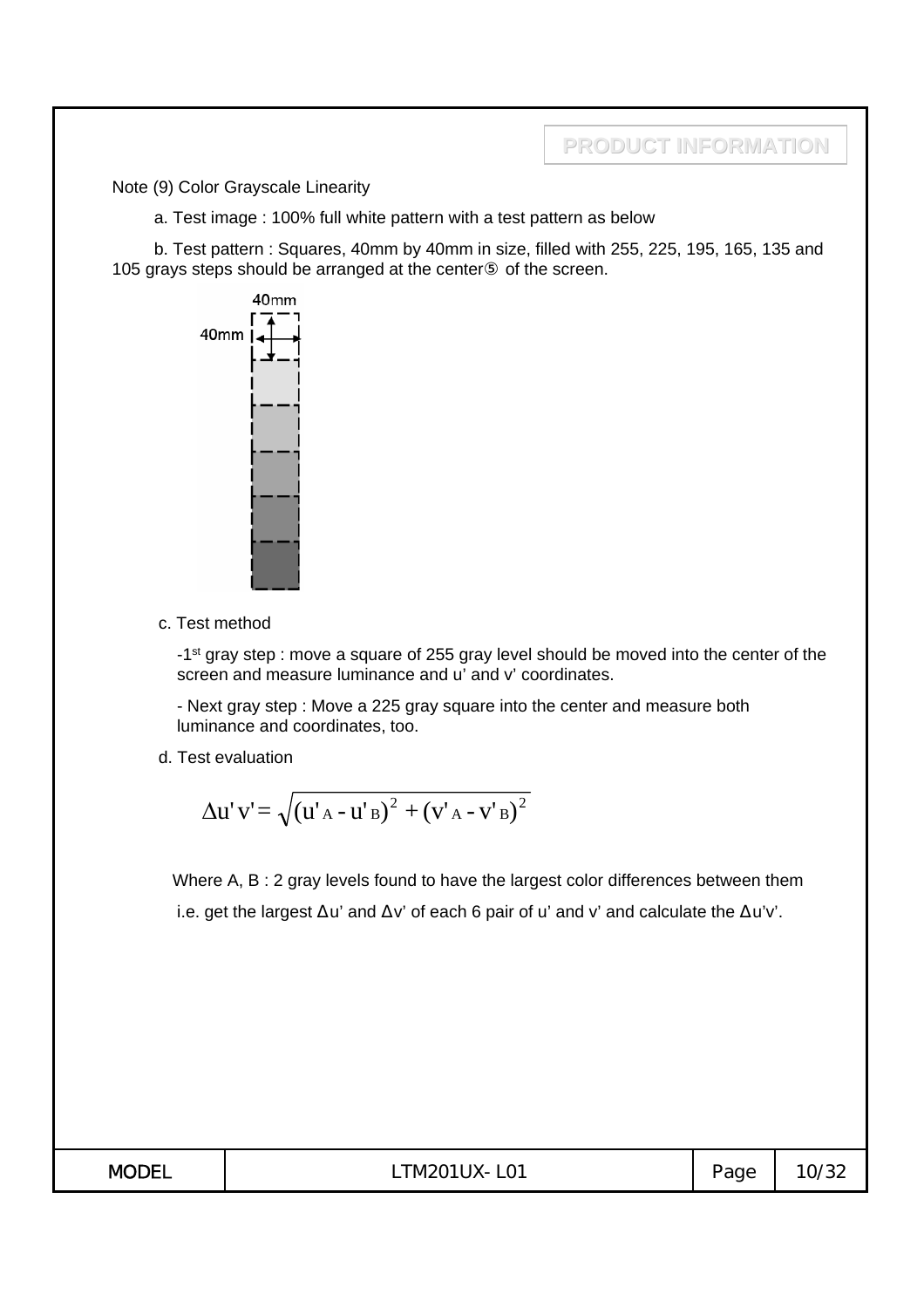Note (9) Color Grayscale Linearity

a. Test image : 100% full white pattern with a test pattern as below

b. Test pattern : Squares, 40mm by 40mm in size, filled with 255, 225, 195, 165, 135 and 105 grays steps should be arranged at the center⑤ of the screen.

c. Test method

-1st gray step : move a square of 255 gray level should be moved into the center of the screen and measure luminance and u' and v' coordinates.

- Next gray step : Move a 225 gray square into the center and measure both luminance and coordinates, too.

d. Test evaluation

$$\Delta u'v' = \sqrt{(u'_A - u'_B)^2 + (v'_A - v'_B)^2}$$

Where A, B : 2 gray levels found to have the largest color differences between them

i.e. get the largest Δu' and Δv' of each 6 pair of u' and v' and calculate the Δu'v'.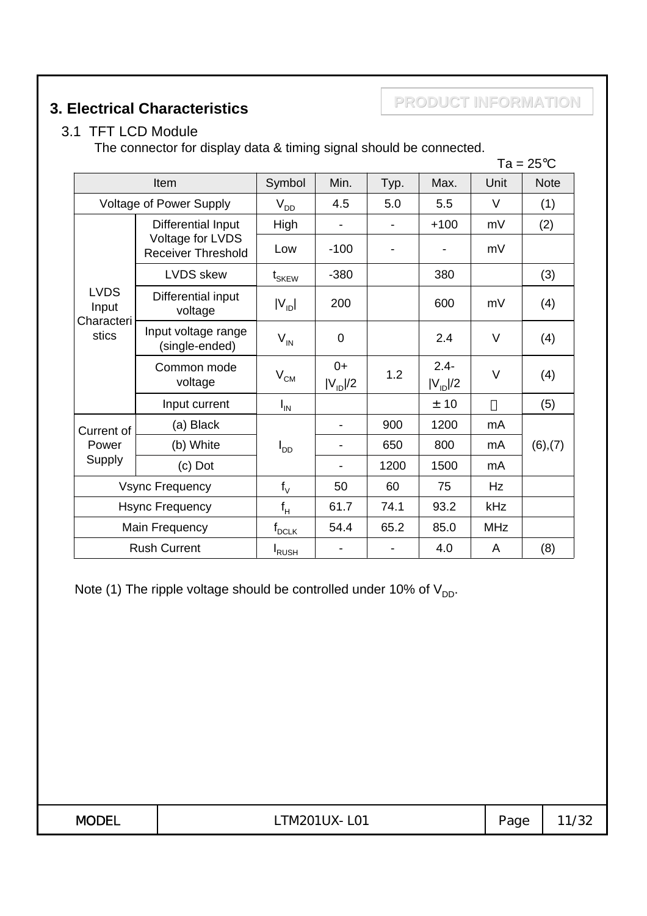# 3. Electrical Characteristics

PRODUCT INFORMATION

## 3.1 TFT LCD Module

The connector for display data & timing signal should be connected.

Ta = 25℃

| Item | | Symbol | Min. | Typ. | Max. | Unit | Note |
|---|---|---|---|---|---|---|---|
| Voltage of Power Supply | | $V_{DD}$ | 4.5 | 5.0 | 5.5 | V | (1) |
| LVDS Input Characteristics | Differential Input Voltage for LVDS Receiver Threshold | High | - | - | +100 | mV | (2) |
| | | Low | -100 | - | - | mV | |
| | LVDS skew | $t_{SKEW}$ | -380 | | 380 | | (3) |
| | Differential input voltage | $\|V_{ID}\|$ | 200 | | 600 | mV | (4) |
| | Input voltage range (single-ended) | $V_{IN}$ | 0 | | 2.4 | V | (4) |
| | Common mode voltage | $V_{CM}$ | $0+\|V_{ID}\|/2$ | 1.2 | $2.4-\|V_{ID}\|/2$ | V | (4) |
| | Input current | $I_{IN}$ | | | ± 10 | | (5) |
| Current of Power Supply | (a) Black | $I_{DD}$ | - | 900 | 1200 | mA | (6),(7) |
| | (b) White | | - | 650 | 800 | mA | |
| | (c) Dot | | - | 1200 | 1500 | mA | |
| Vsync Frequency | | $f_V$ | 50 | 60 | 75 | Hz | |
| Hsync Frequency | | $f_H$ | 61.7 | 74.1 | 93.2 | kHz | |
| Main Frequency | | $f_{DCLK}$ | 54.4 | 65.2 | 85.0 | MHz | |
| Rush Current | | $I_{RUSH}$ | - | - | 4.0 | A | (8) |

Note (1) The ripple voltage should be controlled under 10% of $V_{DD}$.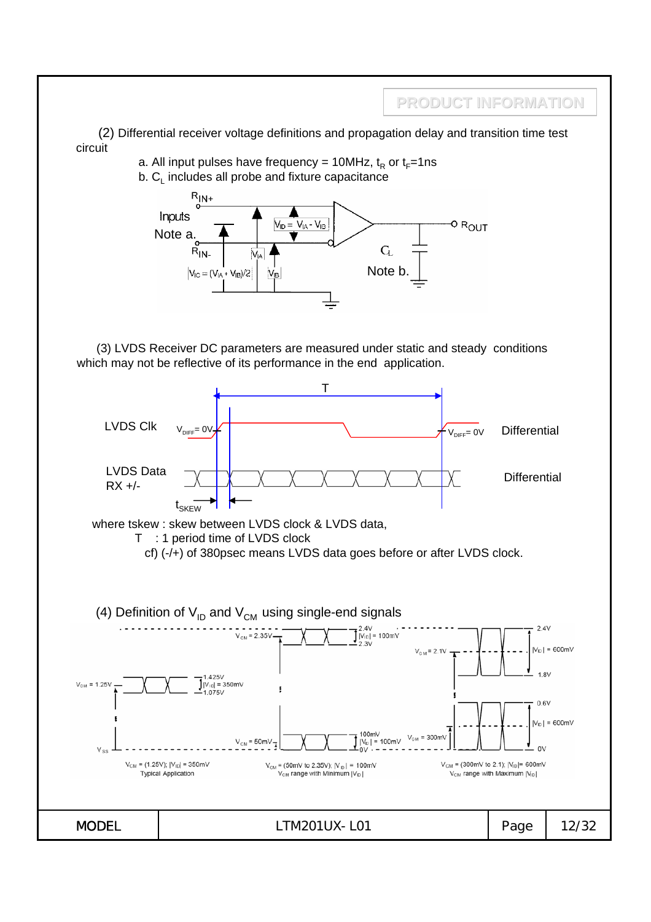(2) Differential receiver voltage definitions and propagation delay and transition time test circuit

a. All input pulses have frequency = 10MHz, $t_R$ or $t_F$=1ns
b. $C_L$ includes all probe and fixture capacitance

$R_{IN+}$

Inputs

Note a.

$R_{IN-}$

$V_{ID} = V_{IA} - V_{IB}$

$V_{IA}$

$V_{IB}$

$V_{IC} = (V_{IA} + V_{IB})/2$

$R_{OUT}$

$C_L$

Note b.

(3) LVDS Receiver DC parameters are measured under static and steady conditions which may not be reflective of its performance in the end application.

T

LVDS Clk — $V_{DIFF}$= 0V — $V_{DIFF}$= 0V — Differential

LVDS Data RX +/- — Differential

$t_{SKEW}$

where tskew : skew between LVDS clock & LVDS data,
T : 1 period time of LVDS clock
cf) (-/+) of 380psec means LVDS data goes before or after LVDS clock.

(4) Definition of $V_{ID}$ and $V_{CM}$ using single-end signals

$V_{CM}$ = 1.25V — 1.425V, $|V_{ID}|$ = 350mV, 1.075V — $V_{SS}$

$V_{CM}$ = (1.25V); $|V_{ID}|$ = 350mV
Typical Application

$V_{CM}$ = 2.35V — 2.4V, $|V_{ID}|$ = 100mV, 2.3V
$V_{CM}$ = 50mV — 100mV, $|V_{ID}|$ = 100mV, 0V

$V_{CM}$ = (50mV to 2.35V); $|V_{ID}|$ = 100mV
$V_{CM}$ range with Minimum $|V_{ID}|$

$V_{CM}$ = 2.1V — 2.4V, $|V_{ID}|$ = 600mV, 1.8V
$V_{CM}$ = 300mV — 0.6V, $|V_{ID}|$ = 600mV, 0V

$V_{CM}$ = (300mV to 2.1); $|V_{ID}|$= 600mV
$V_{CM}$ range with Maximum $|V_{ID}|$

| MODEL | LTM201UX- L01 | Page | 12/32 |
|---|---|---|---|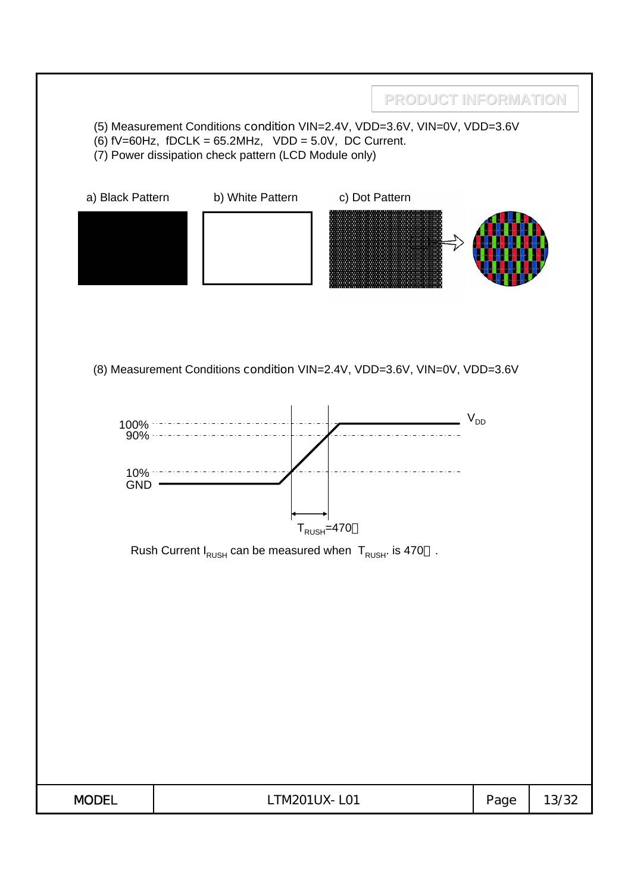(5) Measurement Conditions condition VIN=2.4V, VDD=3.6V, VIN=0V, VDD=3.6V
(6) fV=60Hz, fDCLK = 65.2MHz, VDD = 5.0V, DC Current.
(7) Power dissipation check pattern (LCD Module only)

a) Black Pattern b) White Pattern c) Dot Pattern

(8) Measurement Conditions condition VIN=2.4V, VDD=3.6V, VIN=0V, VDD=3.6V

100%
90%
10%
GND
$V_{DD}$

$T_{RUSH}$=470

Rush Current $I_{RUSH}$ can be measured when $T_{RUSH}$. is 470 .

| MODEL | LTM201UX- L01 | Page | 13/32 |
| --- | --- | --- | --- |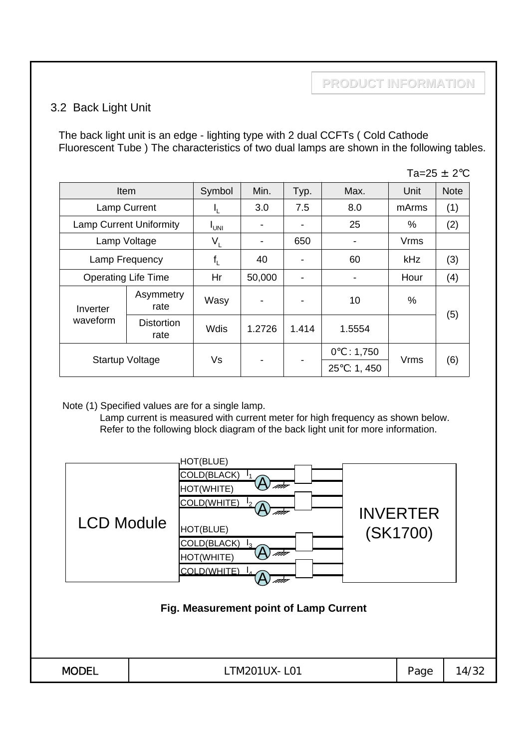## 3.2 Back Light Unit

The back light unit is an edge - lighting type with 2 dual CCFTs ( Cold Cathode Fluorescent Tube ) The characteristics of two dual lamps are shown in the following tables.

Ta=25 ± 2℃

| Item | | Symbol | Min. | Typ. | Max. | Unit | Note |
|---|---|---|---|---|---|---|---|
| Lamp Current | | $I_L$ | 3.0 | 7.5 | 8.0 | mArms | (1) |
| Lamp Current Uniformity | | $I_{UNI}$ | - | - | 25 | % | (2) |
| Lamp Voltage | | $V_L$ | - | 650 | - | Vrms | |
| Lamp Frequency | | $f_L$ | 40 | - | 60 | kHz | (3) |
| Operating Life Time | | Hr | 50,000 | - | - | Hour | (4) |
| Inverter waveform | Asymmetry rate | Wasy | - | - | 10 | % | (5) |
| | Distortion rate | Wdis | 1.2726 | 1.414 | 1.5554 | | |
| Startup Voltage | | Vs | - | - | 0℃ : 1,750<br>25℃: 1, 450 | Vrms | (6) |

Note (1) Specified values are for a single lamp.
Lamp current is measured with current meter for high frequency as shown below.
Refer to the following block diagram of the back light unit for more information.

LCD Module — HOT(BLUE), COLD(BLACK) $I_1$, HOT(WHITE), COLD(WHITE) $I_2$, HOT(BLUE), COLD(BLACK) $I_3$, HOT(WHITE), COLD(WHITE) $I_4$ — INVERTER (SK1700)

**Fig. Measurement point of Lamp Current**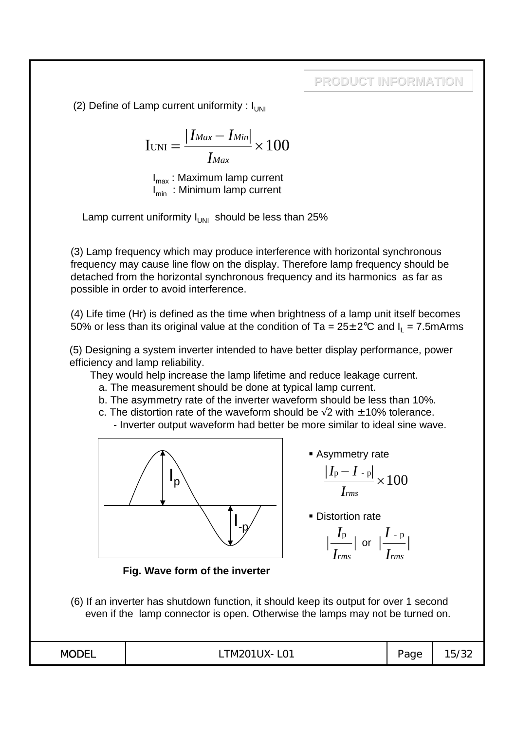(2) Define of Lamp current uniformity : $I_{UNI}$

$$I_{UNI} = \frac{|I_{Max} - I_{Min}|}{I_{Max}} \times 100$$

$I_{max}$ : Maximum lamp current
$I_{min}$ : Minimum lamp current

Lamp current uniformity $I_{UNI}$ should be less than 25%

(3) Lamp frequency which may produce interference with horizontal synchronous frequency may cause line flow on the display. Therefore lamp frequency should be detached from the horizontal synchronous frequency and its harmonics as far as possible in order to avoid interference.

(4) Life time (Hr) is defined as the time when brightness of a lamp unit itself becomes 50% or less than its original value at the condition of Ta = 25±2℃ and $I_L$ = 7.5mArms

(5) Designing a system inverter intended to have better display performance, power efficiency and lamp reliability.

They would help increase the lamp lifetime and reduce leakage current.

a. The measurement should be done at typical lamp current.
b. The asymmetry rate of the inverter waveform should be less than 10%.
c. The distortion rate of the waveform should be √2 with ±10% tolerance.
- Inverter output waveform had better be more similar to ideal sine wave.

**Fig. Wave form of the inverter**

- Asymmetry rate

$$\frac{|I_p - I_{-p}|}{I_{rms}} \times 100$$

- Distortion rate

$$|\frac{I_p}{I_{rms}}| \text{ or } |\frac{I_{-p}}{I_{rms}}|$$

(6) If an inverter has shutdown function, it should keep its output for over 1 second even if the lamp connector is open. Otherwise the lamps may not be turned on.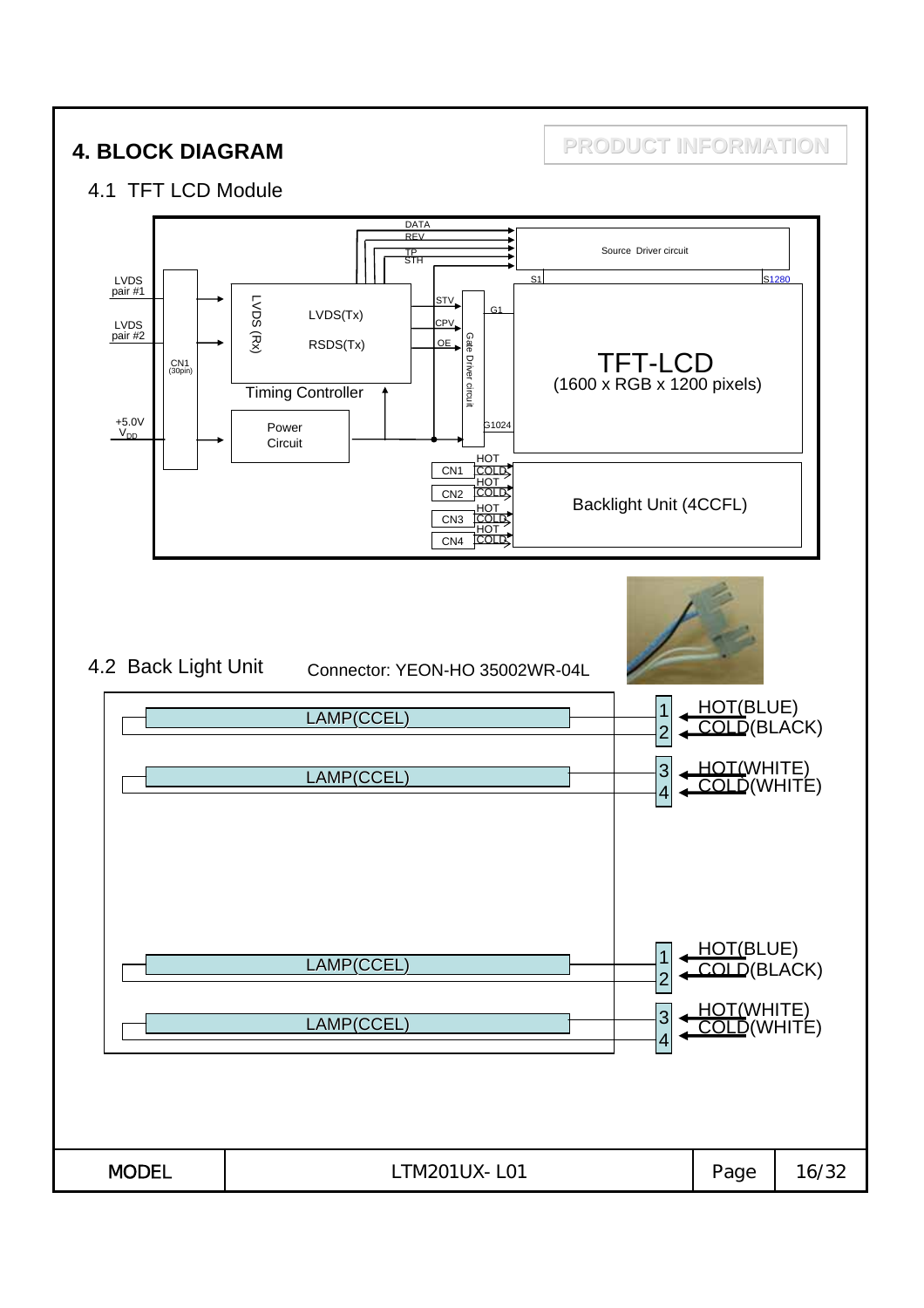# 4. BLOCK DIAGRAM

PRODUCT INFORMATION

## 4.1 TFT LCD Module

DATA
REV
TP
STH

Source Driver circuit

S1 S1280

LVDS pair #1

LVDS pair #2

CN1 (30pin)

+5.0V $V_{DD}$

LVDS (Rx)

LVDS(Tx)

RSDS(Tx)

Timing Controller

STV
CPV
OE

Gate Driver circuit

G1

G1024

TFT-LCD
(1600 x RGB x 1200 pixels)

Power Circuit

CN1 HOT COLD
CN2 HOT COLD
CN3 HOT COLD
CN4 HOT COLD

Backlight Unit (4CCFL)

## 4.2 Back Light Unit

Connector: YEON-HO 35002WR-04L

LAMP(CCEL) — 1 HOT(BLUE), 2 COLD(BLACK)

LAMP(CCEL) — 3 HOT(WHITE), 4 COLD(WHITE)

LAMP(CCEL) — 1 HOT(BLUE), 2 COLD(BLACK)

LAMP(CCEL) — 3 HOT(WHITE), 4 COLD(WHITE)

| MODEL | LTM201UX- L01 | Page | 16/32 |
|---|---|---|---|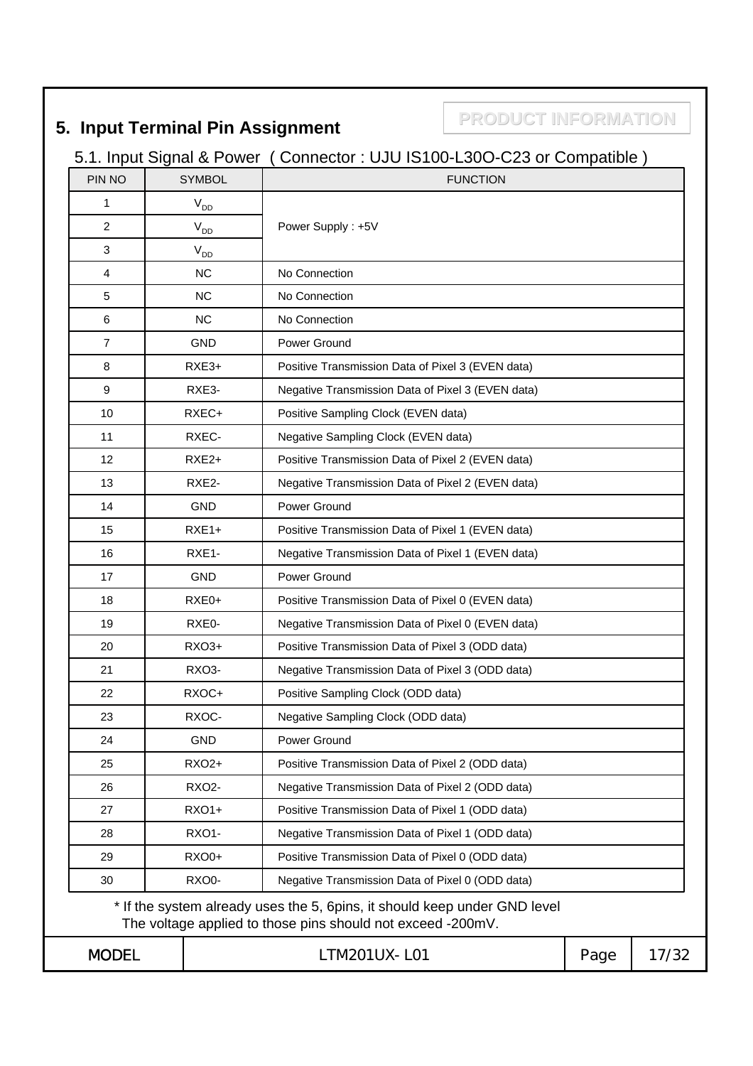## 5. Input Terminal Pin Assignment

PRODUCT INFORMATION

### 5.1. Input Signal & Power ( Connector : UJU IS100-L30O-C23 or Compatible )

| PIN NO | SYMBOL | FUNCTION |
|---|---|---|
| 1 | $V_{DD}$ | Power Supply : +5V |
| 2 | $V_{DD}$ | |
| 3 | $V_{DD}$ | |
| 4 | NC | No Connection |
| 5 | NC | No Connection |
| 6 | NC | No Connection |
| 7 | GND | Power Ground |
| 8 | RXE3+ | Positive Transmission Data of Pixel 3 (EVEN data) |
| 9 | RXE3- | Negative Transmission Data of Pixel 3 (EVEN data) |
| 10 | RXEC+ | Positive Sampling Clock (EVEN data) |
| 11 | RXEC- | Negative Sampling Clock (EVEN data) |
| 12 | RXE2+ | Positive Transmission Data of Pixel 2 (EVEN data) |
| 13 | RXE2- | Negative Transmission Data of Pixel 2 (EVEN data) |
| 14 | GND | Power Ground |
| 15 | RXE1+ | Positive Transmission Data of Pixel 1 (EVEN data) |
| 16 | RXE1- | Negative Transmission Data of Pixel 1 (EVEN data) |
| 17 | GND | Power Ground |
| 18 | RXE0+ | Positive Transmission Data of Pixel 0 (EVEN data) |
| 19 | RXE0- | Negative Transmission Data of Pixel 0 (EVEN data) |
| 20 | RXO3+ | Positive Transmission Data of Pixel 3 (ODD data) |
| 21 | RXO3- | Negative Transmission Data of Pixel 3 (ODD data) |
| 22 | RXOC+ | Positive Sampling Clock (ODD data) |
| 23 | RXOC- | Negative Sampling Clock (ODD data) |
| 24 | GND | Power Ground |
| 25 | RXO2+ | Positive Transmission Data of Pixel 2 (ODD data) |
| 26 | RXO2- | Negative Transmission Data of Pixel 2 (ODD data) |
| 27 | RXO1+ | Positive Transmission Data of Pixel 1 (ODD data) |
| 28 | RXO1- | Negative Transmission Data of Pixel 1 (ODD data) |
| 29 | RXO0+ | Positive Transmission Data of Pixel 0 (ODD data) |
| 30 | RXO0- | Negative Transmission Data of Pixel 0 (ODD data) |

* If the system already uses the 5, 6pins, it should keep under GND level
  The voltage applied to those pins should not exceed -200mV.

| MODEL | LTM201UX- L01 |
|---|---|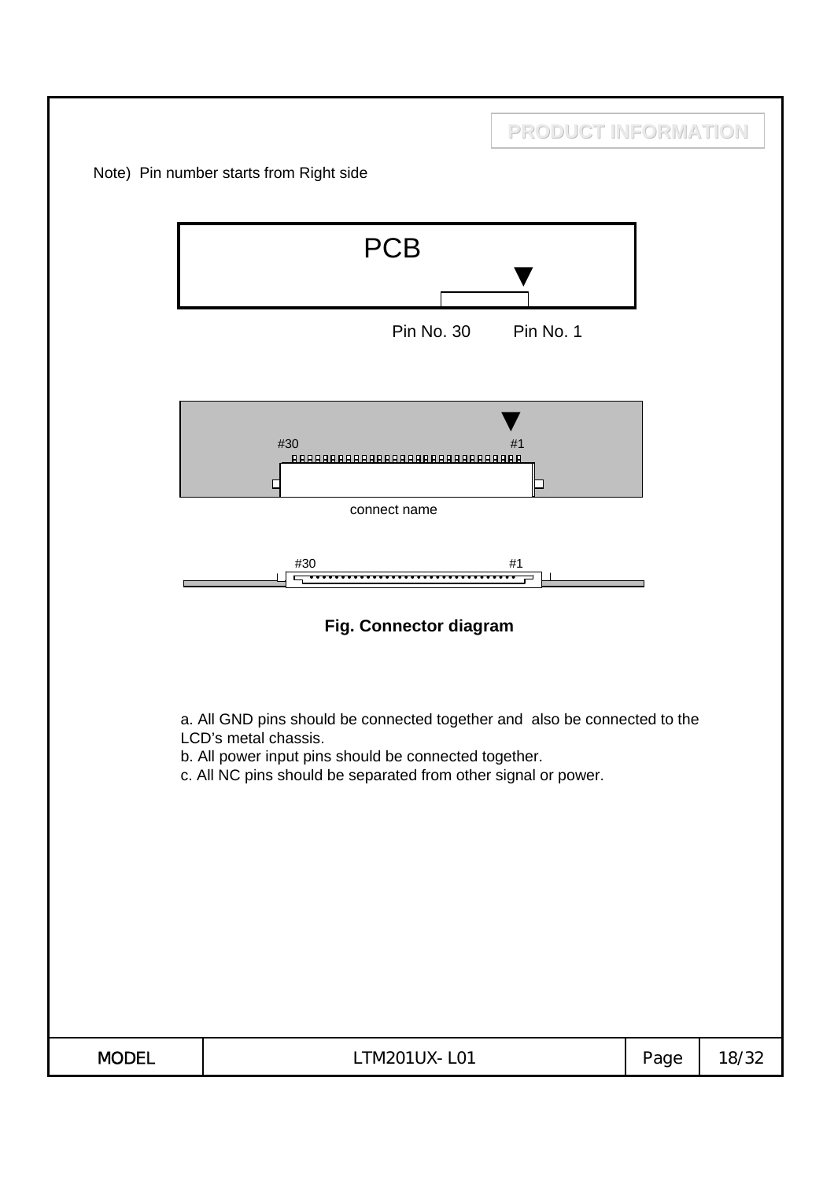Note) Pin number starts from Right side

PCB

Pin No. 30 Pin No. 1

#30 #1

connect name

#30 #1

**Fig. Connector diagram**

a. All GND pins should be connected together and also be connected to the LCD's metal chassis.
b. All power input pins should be connected together.
c. All NC pins should be separated from other signal or power.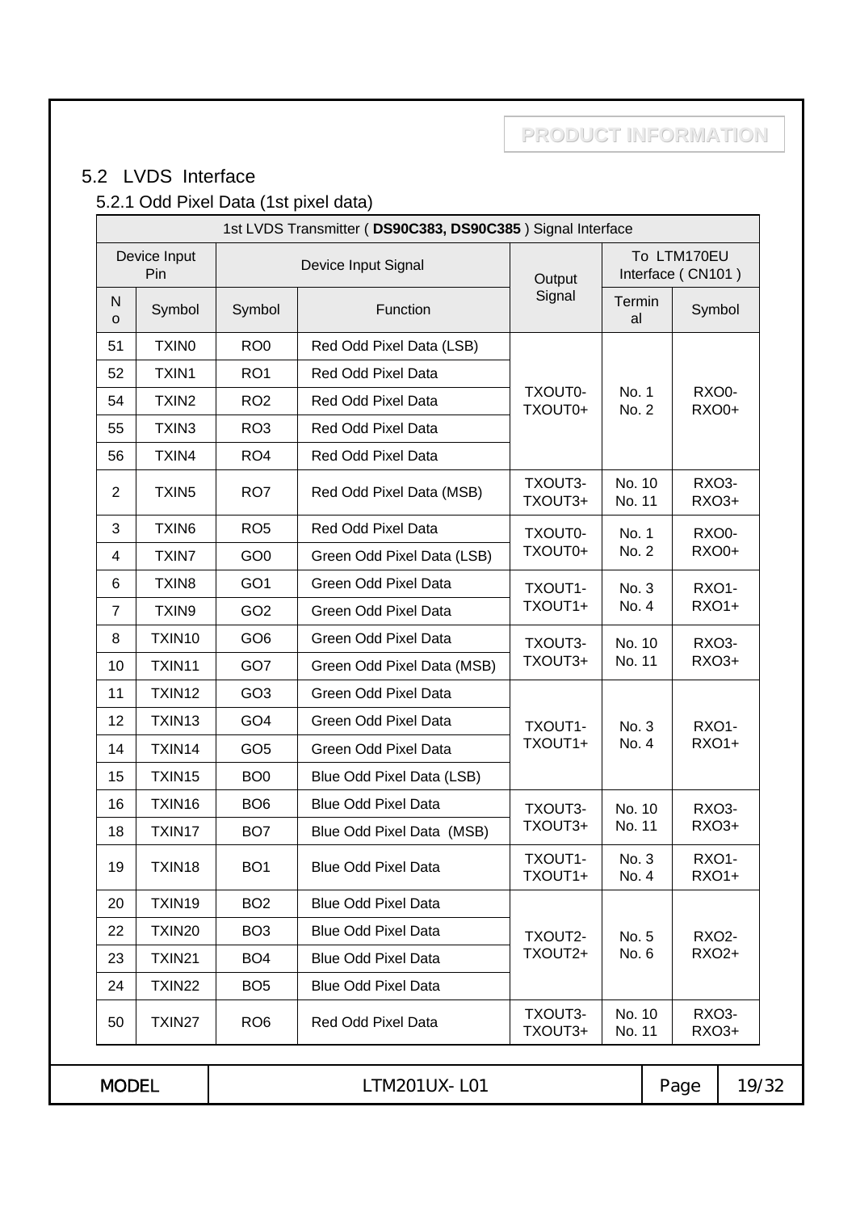## 5.2 LVDS Interface

### 5.2.1 Odd Pixel Data (1st pixel data)

| 1st LVDS Transmitter ( **DS90C383, DS90C385** ) Signal Interface | | | | | | |
|---|---|---|---|---|---|---|
| Device Input Pin | | Device Input Signal | | Output Signal | To LTM170EU Interface ( CN101 ) | |
| No | Symbol | Symbol | Function | | Terminal | Symbol |
| 51 | TXIN0 | RO0 | Red Odd Pixel Data (LSB) | TXOUT0- TXOUT0+ | No. 1 No. 2 | RXO0- RXO0+ |
| 52 | TXIN1 | RO1 | Red Odd Pixel Data | TXOUT0- TXOUT0+ | No. 1 No. 2 | RXO0- RXO0+ |
| 54 | TXIN2 | RO2 | Red Odd Pixel Data | TXOUT0- TXOUT0+ | No. 1 No. 2 | RXO0- RXO0+ |
| 55 | TXIN3 | RO3 | Red Odd Pixel Data | TXOUT0- TXOUT0+ | No. 1 No. 2 | RXO0- RXO0+ |
| 56 | TXIN4 | RO4 | Red Odd Pixel Data | TXOUT0- TXOUT0+ | No. 1 No. 2 | RXO0- RXO0+ |
| 2 | TXIN5 | RO7 | Red Odd Pixel Data (MSB) | TXOUT3- TXOUT3+ | No. 10 No. 11 | RXO3- RXO3+ |
| 3 | TXIN6 | RO5 | Red Odd Pixel Data | TXOUT0- TXOUT0+ | No. 1 No. 2 | RXO0- RXO0+ |
| 4 | TXIN7 | GO0 | Green Odd Pixel Data (LSB) | TXOUT0- TXOUT0+ | No. 1 No. 2 | RXO0- RXO0+ |
| 6 | TXIN8 | GO1 | Green Odd Pixel Data | TXOUT1- TXOUT1+ | No. 3 No. 4 | RXO1- RXO1+ |
| 7 | TXIN9 | GO2 | Green Odd Pixel Data | TXOUT1- TXOUT1+ | No. 3 No. 4 | RXO1- RXO1+ |
| 8 | TXIN10 | GO6 | Green Odd Pixel Data | TXOUT3- TXOUT3+ | No. 10 No. 11 | RXO3- RXO3+ |
| 10 | TXIN11 | GO7 | Green Odd Pixel Data (MSB) | TXOUT3- TXOUT3+ | No. 10 No. 11 | RXO3- RXO3+ |
| 11 | TXIN12 | GO3 | Green Odd Pixel Data | TXOUT1- TXOUT1+ | No. 3 No. 4 | RXO1- RXO1+ |
| 12 | TXIN13 | GO4 | Green Odd Pixel Data | TXOUT1- TXOUT1+ | No. 3 No. 4 | RXO1- RXO1+ |
| 14 | TXIN14 | GO5 | Green Odd Pixel Data | TXOUT1- TXOUT1+ | No. 3 No. 4 | RXO1- RXO1+ |
| 15 | TXIN15 | BO0 | Blue Odd Pixel Data (LSB) | TXOUT1- TXOUT1+ | No. 3 No. 4 | RXO1- RXO1+ |
| 16 | TXIN16 | BO6 | Blue Odd Pixel Data | TXOUT3- TXOUT3+ | No. 10 No. 11 | RXO3- RXO3+ |
| 18 | TXIN17 | BO7 | Blue Odd Pixel Data (MSB) | TXOUT3- TXOUT3+ | No. 10 No. 11 | RXO3- RXO3+ |
| 19 | TXIN18 | BO1 | Blue Odd Pixel Data | TXOUT1- TXOUT1+ | No. 3 No. 4 | RXO1- RXO1+ |
| 20 | TXIN19 | BO2 | Blue Odd Pixel Data | TXOUT2- TXOUT2+ | No. 5 No. 6 | RXO2- RXO2+ |
| 22 | TXIN20 | BO3 | Blue Odd Pixel Data | TXOUT2- TXOUT2+ | No. 5 No. 6 | RXO2- RXO2+ |
| 23 | TXIN21 | BO4 | Blue Odd Pixel Data | TXOUT2- TXOUT2+ | No. 5 No. 6 | RXO2- RXO2+ |
| 24 | TXIN22 | BO5 | Blue Odd Pixel Data | TXOUT2- TXOUT2+ | No. 5 No. 6 | RXO2- RXO2+ |
| 50 | TXIN27 | RO6 | Red Odd Pixel Data | TXOUT3- TXOUT3+ | No. 10 No. 11 | RXO3- RXO3+ |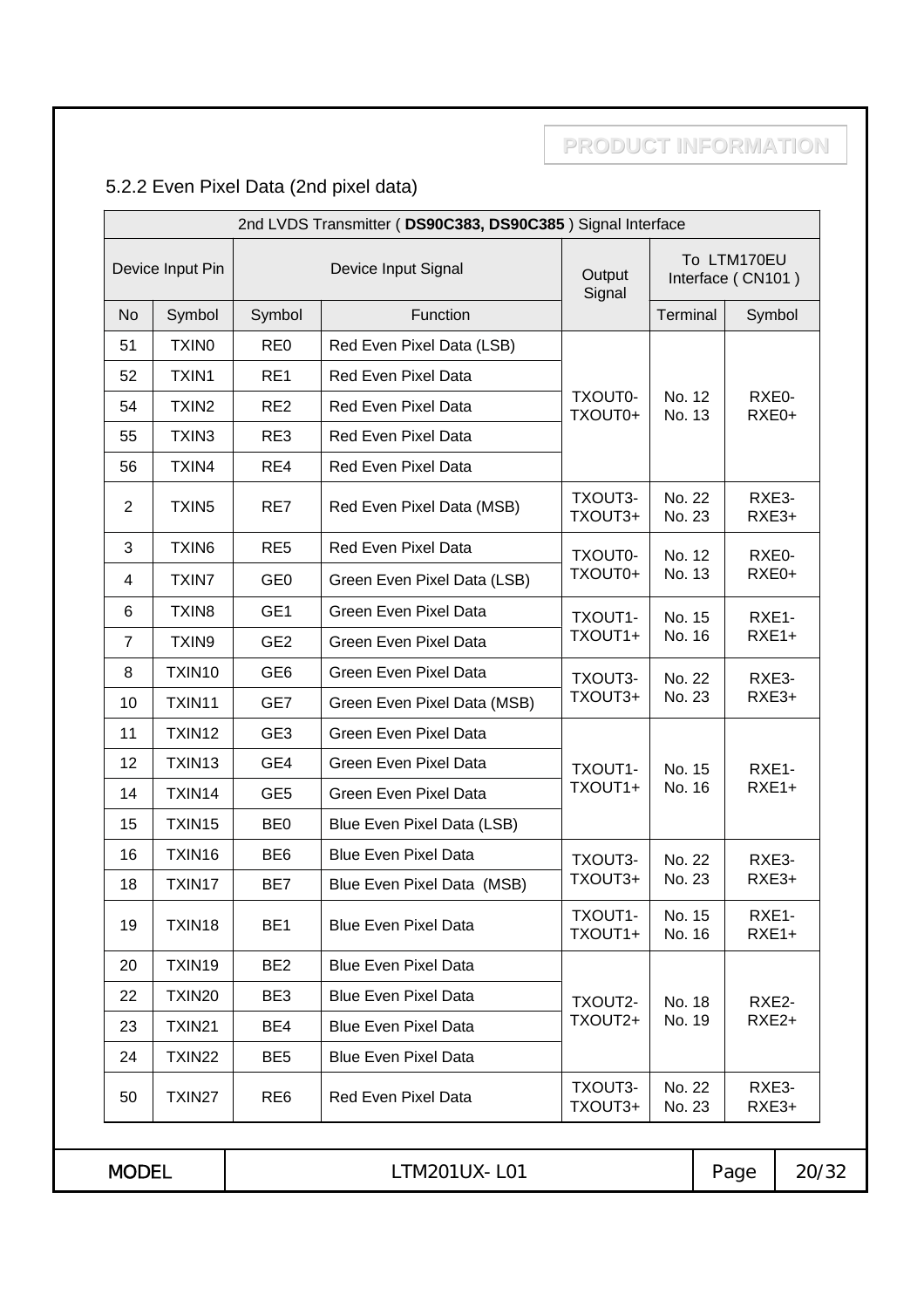## 5.2.2 Even Pixel Data (2nd pixel data)

| 2nd LVDS Transmitter ( **DS90C383, DS90C385** ) Signal Interface | | | | | | |
|---|---|---|---|---|---|---|
| Device Input Pin | | Device Input Signal | | Output Signal | To LTM170EU Interface ( CN101 ) | |
| No | Symbol | Symbol | Function | | Terminal | Symbol |
| 51 | TXIN0 | RE0 | Red Even Pixel Data (LSB) | TXOUT0- TXOUT0+ | No. 12 No. 13 | RXE0- RXE0+ |
| 52 | TXIN1 | RE1 | Red Even Pixel Data | | | |
| 54 | TXIN2 | RE2 | Red Even Pixel Data | | | |
| 55 | TXIN3 | RE3 | Red Even Pixel Data | | | |
| 56 | TXIN4 | RE4 | Red Even Pixel Data | | | |
| 2 | TXIN5 | RE7 | Red Even Pixel Data (MSB) | TXOUT3- TXOUT3+ | No. 22 No. 23 | RXE3- RXE3+ |
| 3 | TXIN6 | RE5 | Red Even Pixel Data | TXOUT0- TXOUT0+ | No. 12 No. 13 | RXE0- RXE0+ |
| 4 | TXIN7 | GE0 | Green Even Pixel Data (LSB) | | | |
| 6 | TXIN8 | GE1 | Green Even Pixel Data | TXOUT1- TXOUT1+ | No. 15 No. 16 | RXE1- RXE1+ |
| 7 | TXIN9 | GE2 | Green Even Pixel Data | | | |
| 8 | TXIN10 | GE6 | Green Even Pixel Data | TXOUT3- TXOUT3+ | No. 22 No. 23 | RXE3- RXE3+ |
| 10 | TXIN11 | GE7 | Green Even Pixel Data (MSB) | | | |
| 11 | TXIN12 | GE3 | Green Even Pixel Data | TXOUT1- TXOUT1+ | No. 15 No. 16 | RXE1- RXE1+ |
| 12 | TXIN13 | GE4 | Green Even Pixel Data | | | |
| 14 | TXIN14 | GE5 | Green Even Pixel Data | | | |
| 15 | TXIN15 | BE0 | Blue Even Pixel Data (LSB) | | | |
| 16 | TXIN16 | BE6 | Blue Even Pixel Data | TXOUT3- TXOUT3+ | No. 22 No. 23 | RXE3- RXE3+ |
| 18 | TXIN17 | BE7 | Blue Even Pixel Data (MSB) | | | |
| 19 | TXIN18 | BE1 | Blue Even Pixel Data | TXOUT1- TXOUT1+ | No. 15 No. 16 | RXE1- RXE1+ |
| 20 | TXIN19 | BE2 | Blue Even Pixel Data | TXOUT2- TXOUT2+ | No. 18 No. 19 | RXE2- RXE2+ |
| 22 | TXIN20 | BE3 | Blue Even Pixel Data | | | |
| 23 | TXIN21 | BE4 | Blue Even Pixel Data | | | |
| 24 | TXIN22 | BE5 | Blue Even Pixel Data | | | |
| 50 | TXIN27 | RE6 | Red Even Pixel Data | TXOUT3- TXOUT3+ | No. 22 No. 23 | RXE3- RXE3+ |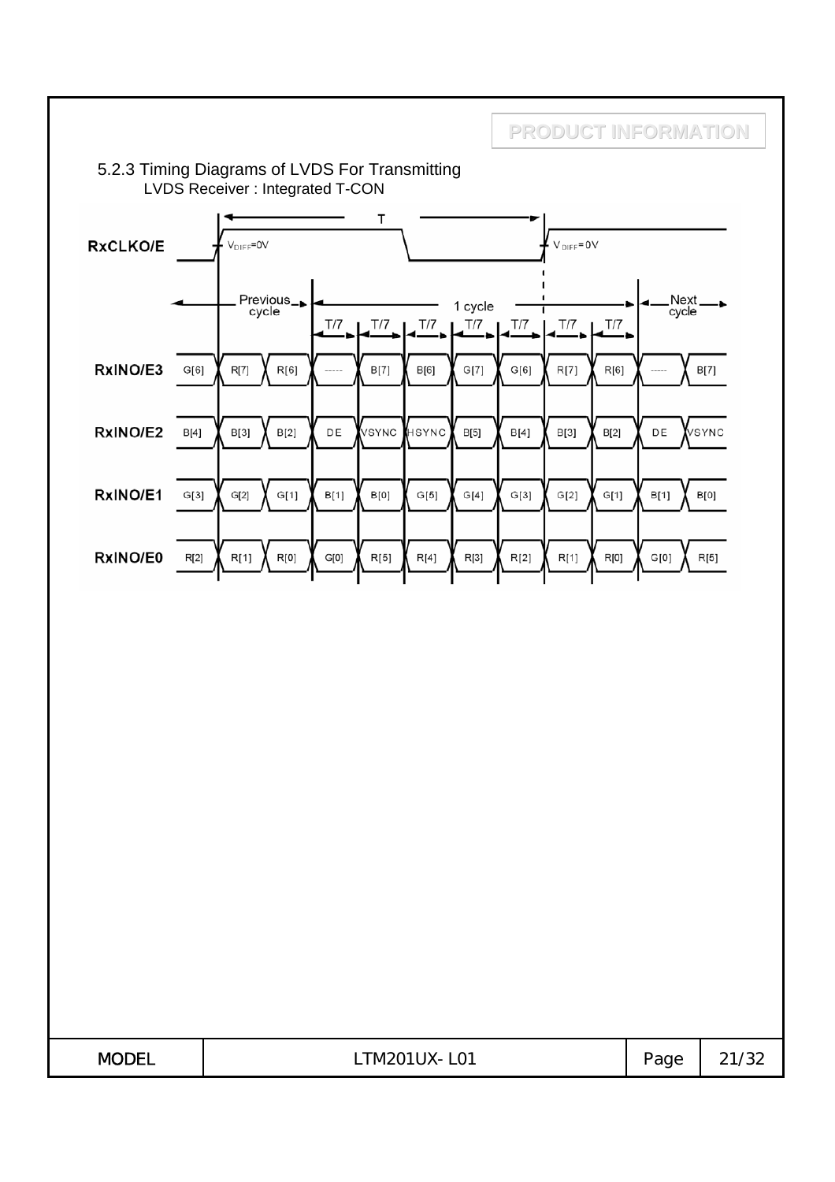PRODUCT INFORMATION

### 5.2.3 Timing Diagrams of LVDS For Transmitting

LVDS Receiver : Integrated T-CON

| Signal | Previous cycle | | T/7 | T/7 | T/7 | T/7 | T/7 | T/7 | T/7 | Next cycle | |
|---|---|---|---|---|---|---|---|---|---|---|---|
| RxIN0/E3 | R[7] | R[6] | ----- | B[7] | B[6] | G[7] | G[6] | R[7] | R[6] | ----- | B[7] |
| RxIN0/E2 | B[3] | B[2] | DE | VSYNC | HSYNC | B[5] | B[4] | B[3] | B[2] | DE | VSYNC |
| RxIN0/E1 | G[2] | G[1] | B[1] | B[0] | G[5] | G[4] | G[3] | G[2] | G[1] | B[1] | B[0] |
| RxIN0/E0 | R[1] | R[0] | G[0] | R[5] | R[4] | R[3] | R[2] | R[1] | R[0] | G[0] | R[5] |

RxCLKO/E: period T, $V_{DIFF}=0V$ at rising edges; 1 cycle = 7 × T/7.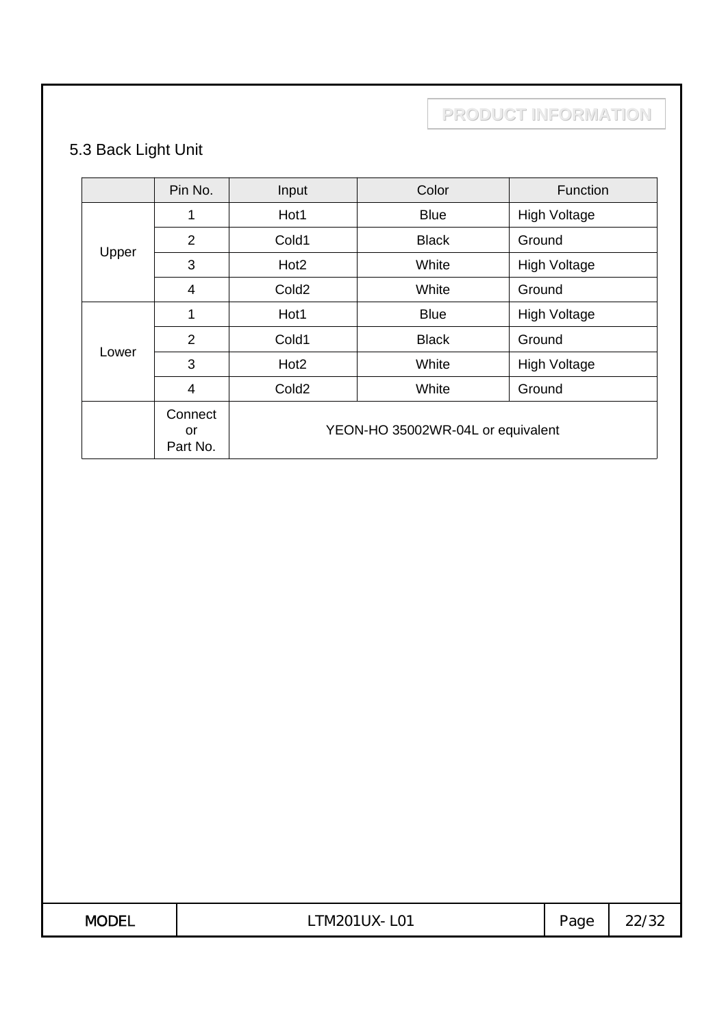PRODUCT INFORMATION

## 5.3 Back Light Unit

| | Pin No. | Input | Color | Function |
|---|---|---|---|---|
| Upper | 1 | Hot1 | Blue | High Voltage |
| | 2 | Cold1 | Black | Ground |
| | 3 | Hot2 | White | High Voltage |
| | 4 | Cold2 | White | Ground |
| Lower | 1 | Hot1 | Blue | High Voltage |
| | 2 | Cold1 | Black | Ground |
| | 3 | Hot2 | White | High Voltage |
| | 4 | Cold2 | White | Ground |
| | Connector Part No. | YEON-HO 35002WR-04L or equivalent | | |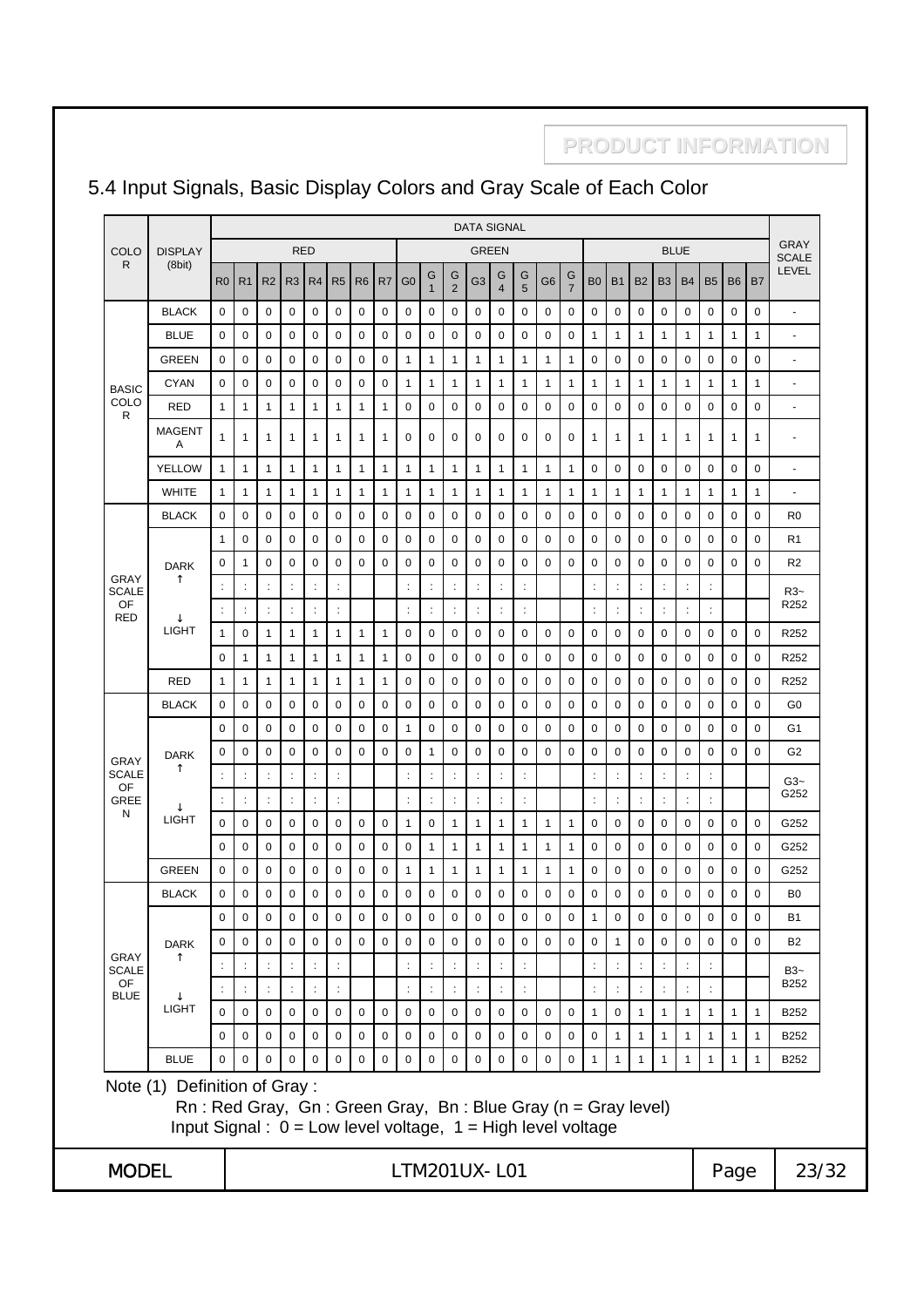## 5.4 Input Signals, Basic Display Colors and Gray Scale of Each Color

| COLOR | DISPLAY (8bit) | DATA SIGNAL | | | | | | | | | | | | | | | | | | | | | | | | GRAY SCALE LEVEL |
|---|---|---|---|---|---|---|---|---|---|---|---|---|---|---|---|---|---|---|---|---|---|---|---|---|---|---|
| | | RED | | | | | | | | GREEN | | | | | | | | BLUE | | | | | | | | |
| | | R0 | R1 | R2 | R3 | R4 | R5 | R6 | R7 | G0 | G1 | G2 | G3 | G4 | G5 | G6 | G7 | B0 | B1 | B2 | B3 | B4 | B5 | B6 | B7 | |
| BASIC COLOR | BLACK | 0 | 0 | 0 | 0 | 0 | 0 | 0 | 0 | 0 | 0 | 0 | 0 | 0 | 0 | 0 | 0 | 0 | 0 | 0 | 0 | 0 | 0 | 0 | 0 | - |
| | BLUE | 0 | 0 | 0 | 0 | 0 | 0 | 0 | 0 | 0 | 0 | 0 | 0 | 0 | 0 | 0 | 0 | 1 | 1 | 1 | 1 | 1 | 1 | 1 | 1 | - |
| | GREEN | 0 | 0 | 0 | 0 | 0 | 0 | 0 | 0 | 1 | 1 | 1 | 1 | 1 | 1 | 1 | 1 | 0 | 0 | 0 | 0 | 0 | 0 | 0 | 0 | - |
| | CYAN | 0 | 0 | 0 | 0 | 0 | 0 | 0 | 0 | 1 | 1 | 1 | 1 | 1 | 1 | 1 | 1 | 1 | 1 | 1 | 1 | 1 | 1 | 1 | 1 | - |
| | RED | 1 | 1 | 1 | 1 | 1 | 1 | 1 | 1 | 0 | 0 | 0 | 0 | 0 | 0 | 0 | 0 | 0 | 0 | 0 | 0 | 0 | 0 | 0 | 0 | - |
| | MAGENTA | 1 | 1 | 1 | 1 | 1 | 1 | 1 | 1 | 0 | 0 | 0 | 0 | 0 | 0 | 0 | 0 | 1 | 1 | 1 | 1 | 1 | 1 | 1 | 1 | - |
| | YELLOW | 1 | 1 | 1 | 1 | 1 | 1 | 1 | 1 | 1 | 1 | 1 | 1 | 1 | 1 | 1 | 1 | 0 | 0 | 0 | 0 | 0 | 0 | 0 | 0 | - |
| | WHITE | 1 | 1 | 1 | 1 | 1 | 1 | 1 | 1 | 1 | 1 | 1 | 1 | 1 | 1 | 1 | 1 | 1 | 1 | 1 | 1 | 1 | 1 | 1 | 1 | - |
| GRAY SCALE OF RED | BLACK | 0 | 0 | 0 | 0 | 0 | 0 | 0 | 0 | 0 | 0 | 0 | 0 | 0 | 0 | 0 | 0 | 0 | 0 | 0 | 0 | 0 | 0 | 0 | 0 | R0 |
| | DARK ↑ | 1 | 0 | 0 | 0 | 0 | 0 | 0 | 0 | 0 | 0 | 0 | 0 | 0 | 0 | 0 | 0 | 0 | 0 | 0 | 0 | 0 | 0 | 0 | 0 | R1 |
| | | 0 | 1 | 0 | 0 | 0 | 0 | 0 | 0 | 0 | 0 | 0 | 0 | 0 | 0 | 0 | 0 | 0 | 0 | 0 | 0 | 0 | 0 | 0 | 0 | R2 |
| | | : | : | : | : | : | : | | | : | : | : | : | : | : | | | : | : | : | : | : | : | | | R3~ R252 |
| | | : | : | : | : | : | : | | | : | : | : | : | : | : | | | : | : | : | : | : | : | | | |
| | ↓ LIGHT | 1 | 0 | 1 | 1 | 1 | 1 | 1 | 1 | 0 | 0 | 0 | 0 | 0 | 0 | 0 | 0 | 0 | 0 | 0 | 0 | 0 | 0 | 0 | 0 | R252 |
| | | 0 | 1 | 1 | 1 | 1 | 1 | 1 | 1 | 0 | 0 | 0 | 0 | 0 | 0 | 0 | 0 | 0 | 0 | 0 | 0 | 0 | 0 | 0 | 0 | R252 |
| | RED | 1 | 1 | 1 | 1 | 1 | 1 | 1 | 1 | 0 | 0 | 0 | 0 | 0 | 0 | 0 | 0 | 0 | 0 | 0 | 0 | 0 | 0 | 0 | 0 | R252 |
| GRAY SCALE OF GREEN | BLACK | 0 | 0 | 0 | 0 | 0 | 0 | 0 | 0 | 0 | 0 | 0 | 0 | 0 | 0 | 0 | 0 | 0 | 0 | 0 | 0 | 0 | 0 | 0 | 0 | G0 |
| | DARK ↑ | 0 | 0 | 0 | 0 | 0 | 0 | 0 | 0 | 1 | 0 | 0 | 0 | 0 | 0 | 0 | 0 | 0 | 0 | 0 | 0 | 0 | 0 | 0 | 0 | G1 |
| | | 0 | 0 | 0 | 0 | 0 | 0 | 0 | 0 | 0 | 1 | 0 | 0 | 0 | 0 | 0 | 0 | 0 | 0 | 0 | 0 | 0 | 0 | 0 | 0 | G2 |
| | | : | : | : | : | : | : | | | : | : | : | : | : | : | | | : | : | : | : | : | : | | | G3~ G252 |
| | | : | : | : | : | : | : | | | : | : | : | : | : | : | | | : | : | : | : | : | : | | | |
| | ↓ LIGHT | 0 | 0 | 0 | 0 | 0 | 0 | 0 | 0 | 1 | 0 | 1 | 1 | 1 | 1 | 1 | 1 | 0 | 0 | 0 | 0 | 0 | 0 | 0 | 0 | G252 |
| | | 0 | 0 | 0 | 0 | 0 | 0 | 0 | 0 | 0 | 1 | 1 | 1 | 1 | 1 | 1 | 1 | 0 | 0 | 0 | 0 | 0 | 0 | 0 | 0 | G252 |
| | GREEN | 0 | 0 | 0 | 0 | 0 | 0 | 0 | 0 | 1 | 1 | 1 | 1 | 1 | 1 | 1 | 1 | 0 | 0 | 0 | 0 | 0 | 0 | 0 | 0 | G252 |
| GRAY SCALE OF BLUE | BLACK | 0 | 0 | 0 | 0 | 0 | 0 | 0 | 0 | 0 | 0 | 0 | 0 | 0 | 0 | 0 | 0 | 0 | 0 | 0 | 0 | 0 | 0 | 0 | 0 | B0 |
| | DARK ↑ | 0 | 0 | 0 | 0 | 0 | 0 | 0 | 0 | 0 | 0 | 0 | 0 | 0 | 0 | 0 | 0 | 1 | 0 | 0 | 0 | 0 | 0 | 0 | 0 | B1 |
| | | 0 | 0 | 0 | 0 | 0 | 0 | 0 | 0 | 0 | 0 | 0 | 0 | 0 | 0 | 0 | 0 | 0 | 1 | 0 | 0 | 0 | 0 | 0 | 0 | B2 |
| | | : | : | : | : | : | : | | | : | : | : | : | : | : | | | : | : | : | : | : | : | | | B3~ B252 |
| | | : | : | : | : | : | : | | | : | : | : | : | : | : | | | : | : | : | : | : | : | | | |
| | ↓ LIGHT | 0 | 0 | 0 | 0 | 0 | 0 | 0 | 0 | 0 | 0 | 0 | 0 | 0 | 0 | 0 | 0 | 1 | 0 | 1 | 1 | 1 | 1 | 1 | 1 | B252 |
| | | 0 | 0 | 0 | 0 | 0 | 0 | 0 | 0 | 0 | 0 | 0 | 0 | 0 | 0 | 0 | 0 | 0 | 1 | 1 | 1 | 1 | 1 | 1 | 1 | B252 |
| | BLUE | 0 | 0 | 0 | 0 | 0 | 0 | 0 | 0 | 0 | 0 | 0 | 0 | 0 | 0 | 0 | 0 | 1 | 1 | 1 | 1 | 1 | 1 | 1 | 1 | B252 |

Note (1) Definition of Gray :

Rn : Red Gray, Gn : Green Gray, Bn : Blue Gray (n = Gray level)

Input Signal : 0 = Low level voltage, 1 = High level voltage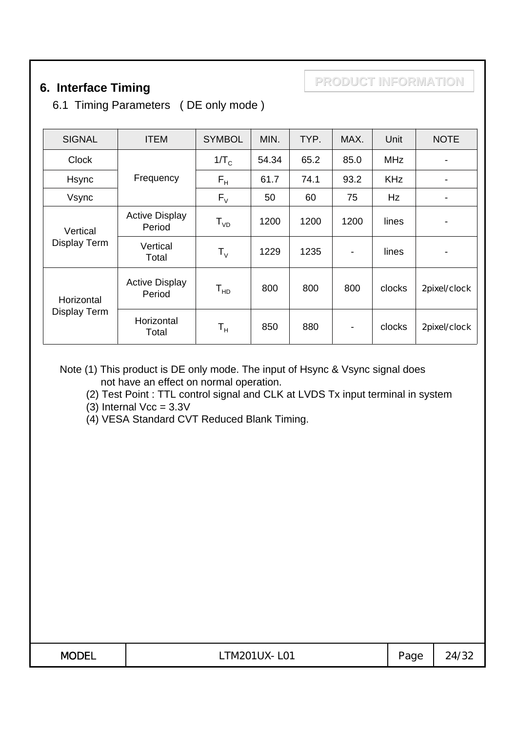PRODUCT INFORMATION

## 6. Interface Timing

### 6.1 Timing Parameters ( DE only mode )

| SIGNAL | ITEM | SYMBOL | MIN. | TYP. | MAX. | Unit | NOTE |
|---|---|---|---|---|---|---|---|
| Clock | Frequency | $1/T_C$ | 54.34 | 65.2 | 85.0 | MHz | - |
| Hsync | | $F_H$ | 61.7 | 74.1 | 93.2 | KHz | - |
| Vsync | | $F_V$ | 50 | 60 | 75 | Hz | - |
| Vertical Display Term | Active Display Period | $T_{VD}$ | 1200 | 1200 | 1200 | lines | - |
| | Vertical Total | $T_V$ | 1229 | 1235 | - | lines | - |
| Horizontal Display Term | Active Display Period | $T_{HD}$ | 800 | 800 | 800 | clocks | 2pixel/clock |
| | Horizontal Total | $T_H$ | 850 | 880 | - | clocks | 2pixel/clock |

Note (1) This product is DE only mode. The input of Hsync & Vsync signal does not have an effect on normal operation.

(2) Test Point : TTL control signal and CLK at LVDS Tx input terminal in system

(3) Internal Vcc = 3.3V

(4) VESA Standard CVT Reduced Blank Timing.

| MODEL | LTM201UX- L01 |
|---|---|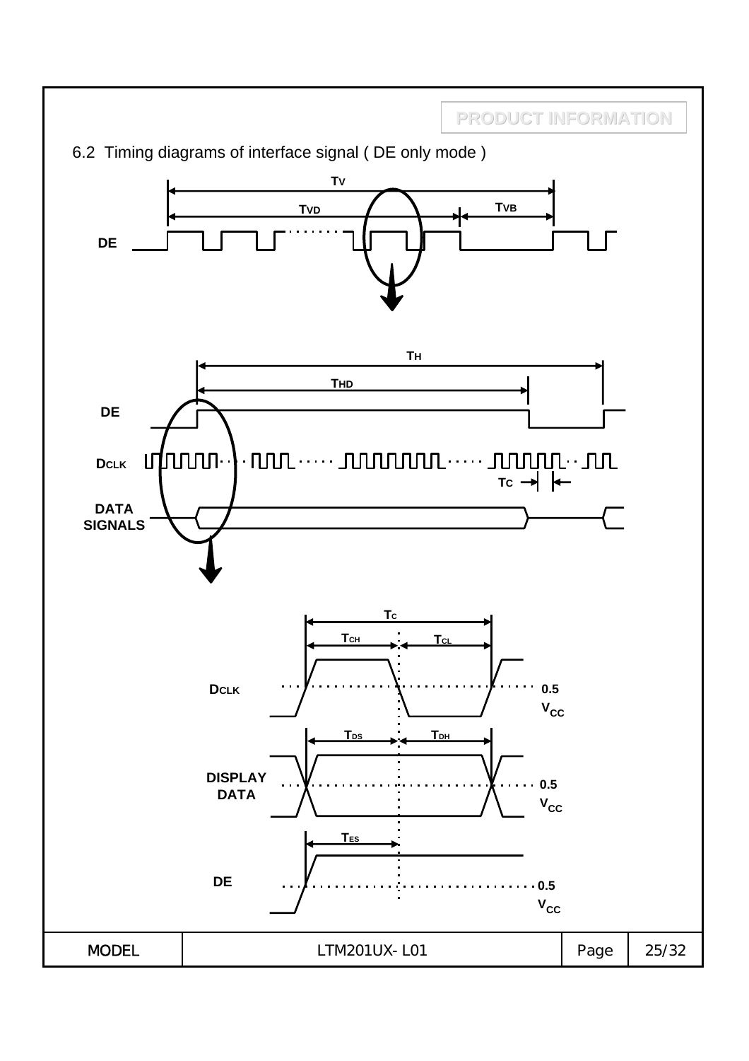PRODUCT INFORMATION

## 6.2 Timing diagrams of interface signal ( DE only mode )

$T_V$

$T_{VD}$ $T_{VB}$

DE

$T_H$

$T_{HD}$

DE

DCLK

$T_C$

DATA SIGNALS

$T_C$

$T_{CH}$ $T_{CL}$

DCLK 0.5 $V_{CC}$

$T_{DS}$ $T_{DH}$

DISPLAY DATA 0.5 $V_{CC}$

$T_{ES}$

DE 0.5 $V_{CC}$

| MODEL | LTM201UX- L01 | Page | 25/32 |
|---|---|---|---|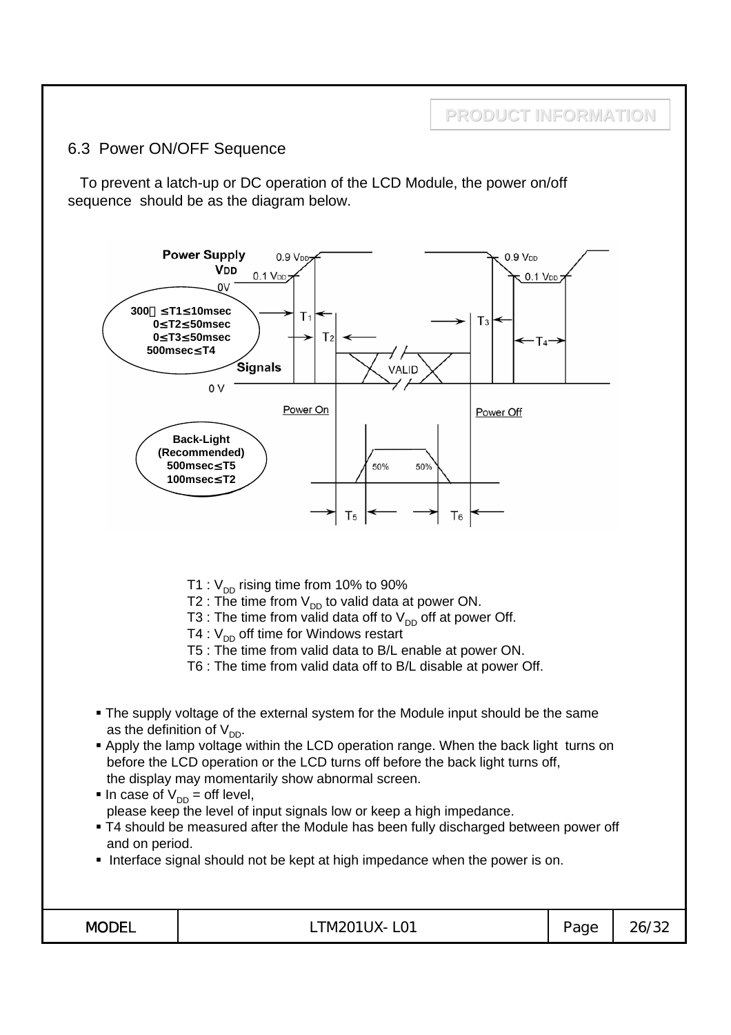## 6.3 Power ON/OFF Sequence

To prevent a latch-up or DC operation of the LCD Module, the power on/off sequence should be as the diagram below.

Power Supply $V_{DD}$

0.9 $V_{DD}$ 0.1 $V_{DD}$ 0V

300㎲ ≤T1≤10msec
0≤T2≤50msec
0≤T3≤50msec
500msec≤T4

Signals 0 V VALID

Power On Power Off

Back-Light (Recommended)
500msec≤T5
100msec≤T2

T1 : $V_{DD}$ rising time from 10% to 90%
T2 : The time from $V_{DD}$ to valid data at power ON.
T3 : The time from valid data off to $V_{DD}$ off at power Off.
T4 : $V_{DD}$ off time for Windows restart
T5 : The time from valid data to B/L enable at power ON.
T6 : The time from valid data off to B/L disable at power Off.

- The supply voltage of the external system for the Module input should be the same as the definition of $V_{DD}$.
- Apply the lamp voltage within the LCD operation range. When the back light turns on before the LCD operation or the LCD turns off before the back light turns off, the display may momentarily show abnormal screen.
- In case of $V_{DD}$ = off level, please keep the level of input signals low or keep a high impedance.
- T4 should be measured after the Module has been fully discharged between power off and on period.
- Interface signal should not be kept at high impedance when the power is on.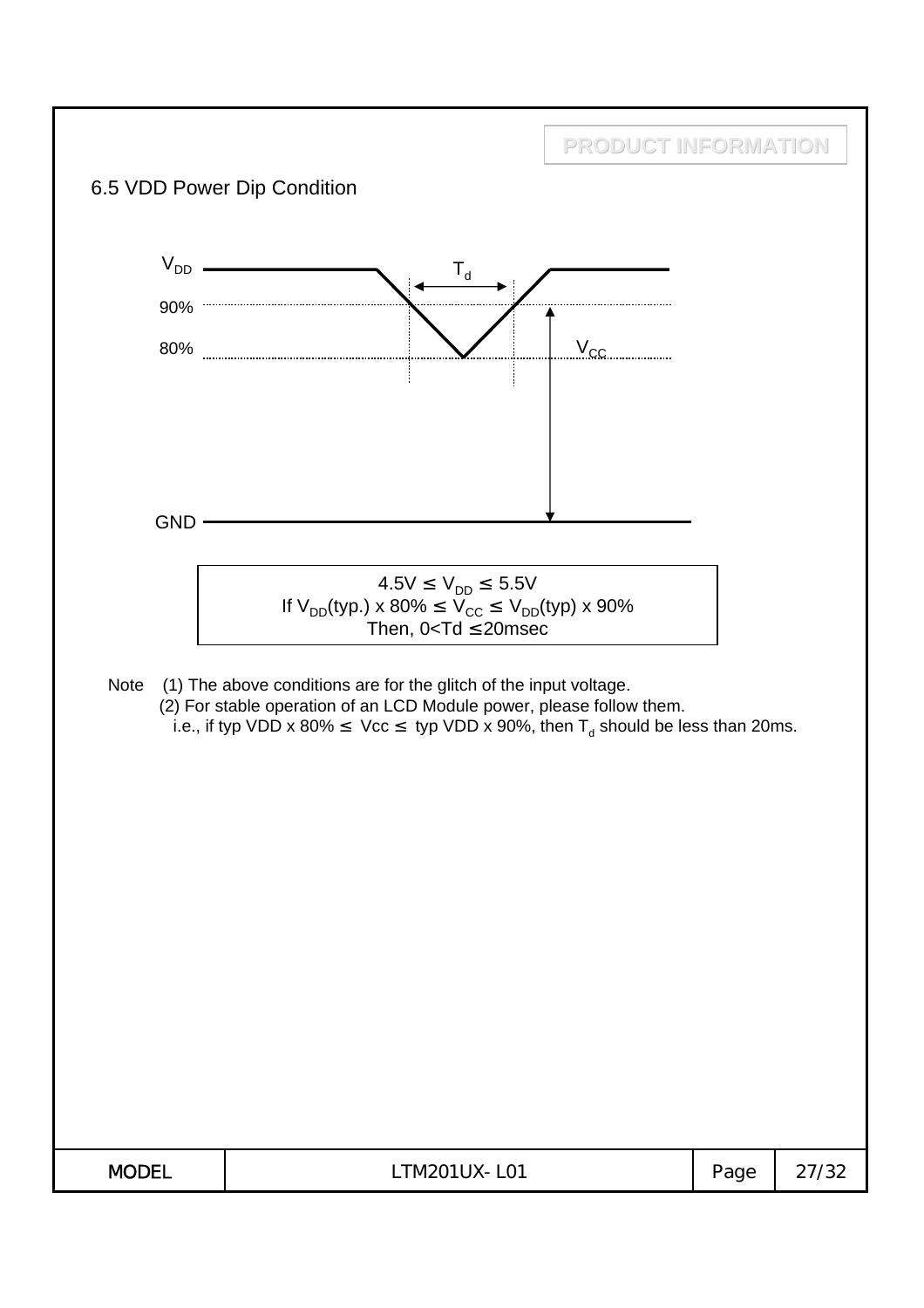PRODUCT INFORMATION

## 6.5 VDD Power Dip Condition

$V_{DD}$

$T_d$

90%

80%

$V_{CC}$

GND

| $4.5V \le V_{DD} \le 5.5V$ <br> If $V_{DD}$(typ.) x 80% $\le V_{CC} \le V_{DD}$(typ) x 90% <br> Then, 0<Td $\le$20msec |
|---|

Note (1) The above conditions are for the glitch of the input voltage.

(2) For stable operation of an LCD Module power, please follow them.

i.e., if typ VDD x 80% $\le$ Vcc $\le$ typ VDD x 90%, then $T_d$ should be less than 20ms.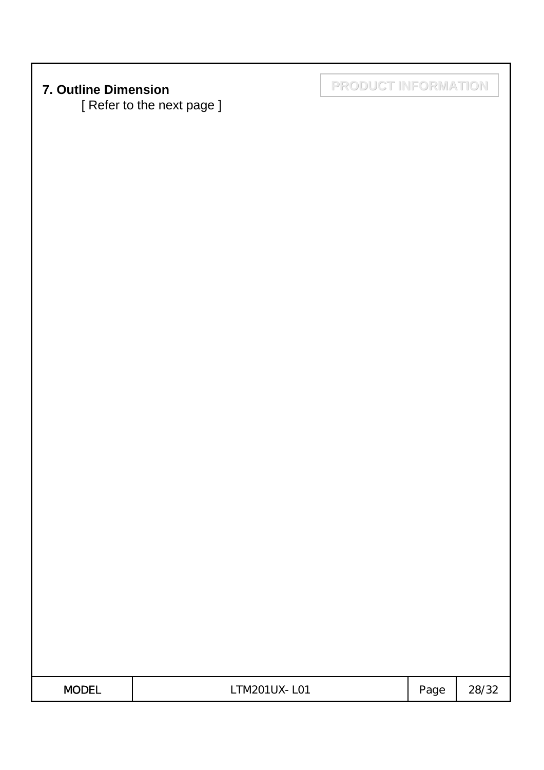## 7. Outline Dimension

[ Refer to the next page ]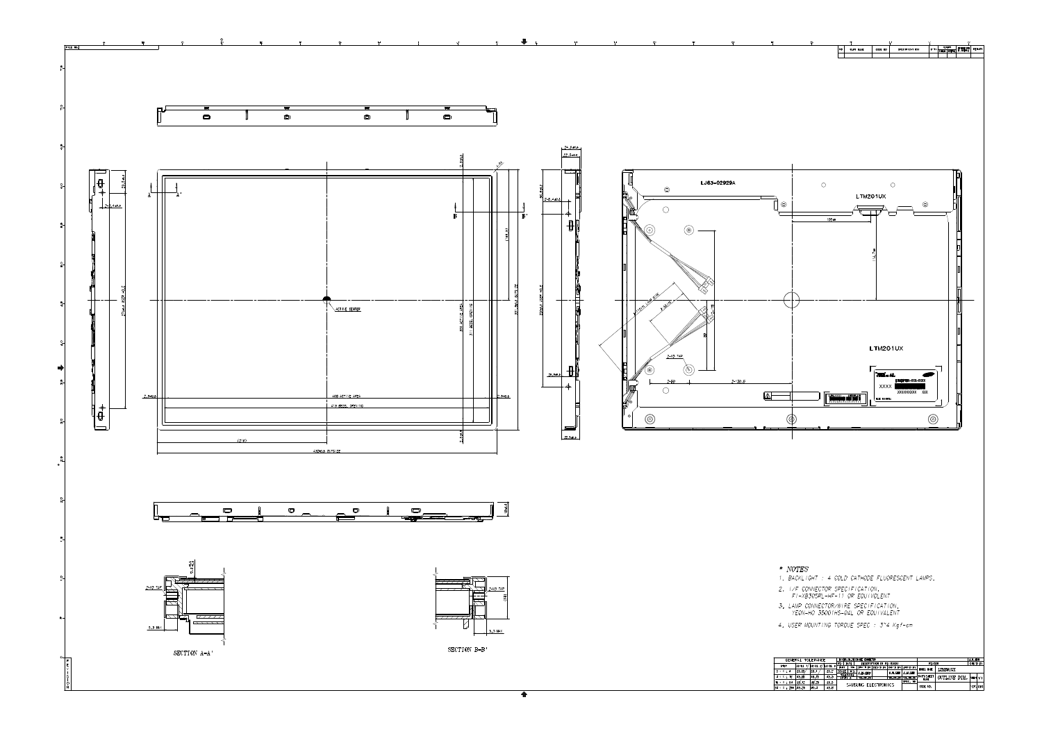\* NOTES

1. BACKLIGHT : 4 COLD CATHODE FLUORESCENT LAMPS.
2. I/F CONNECTOR SPECIFICATION, FI-XB30SRL-HF-11 OR EQUIVALENT
3. LAMP CONNECTOR/WIRE SPECIFICATION, YEON-HO 35001HS-04L OR EQUIVALENT
4. USER MOUNTING TORQUE SPEC : 3~4 Kgf-cm

SECTION A-A'

SECTION B-B'

LJ63-02929A

LTM201UX

SAMSUNG ELECTRONICS

OUTLINE DIM.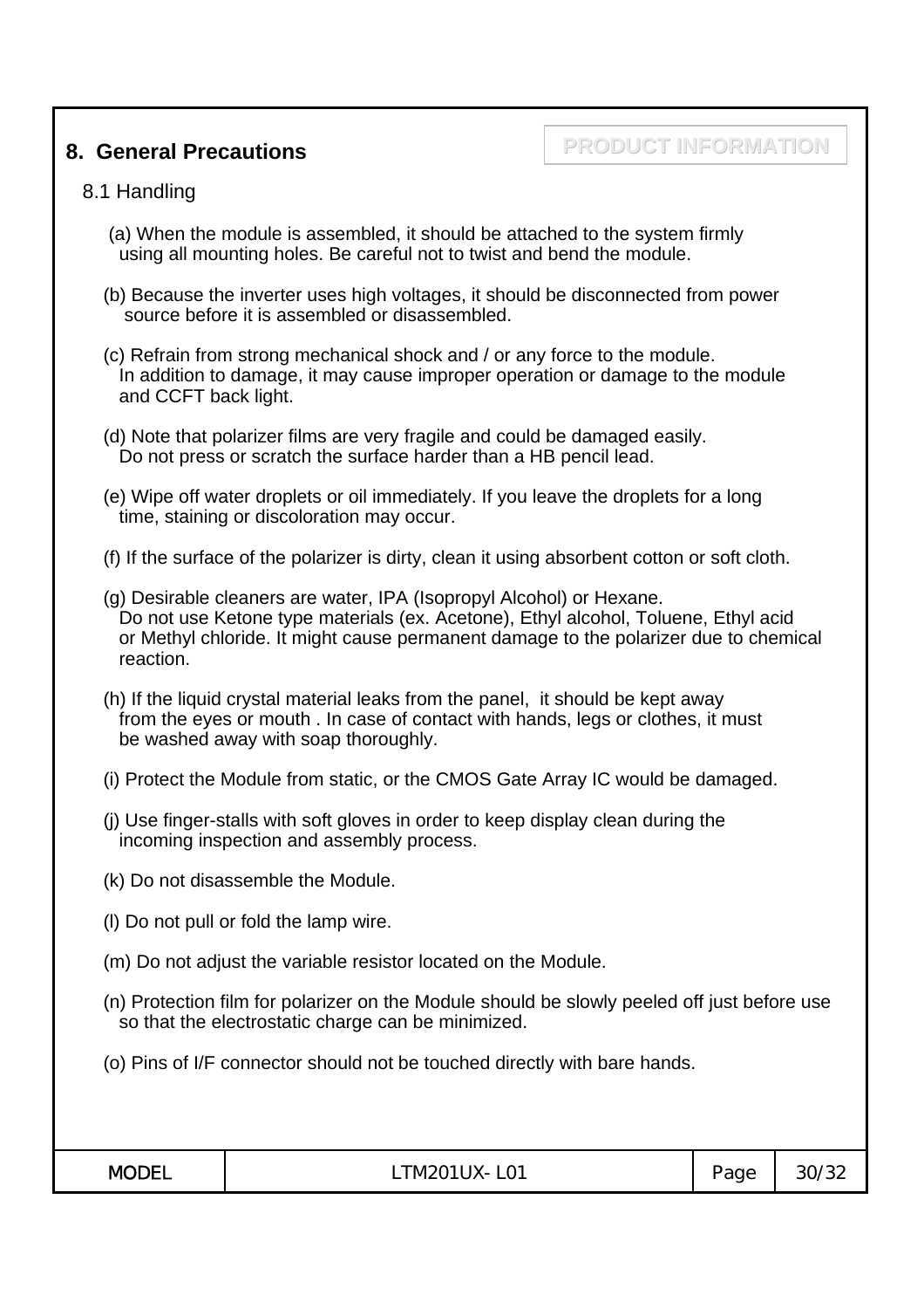## 8. General Precautions

PRODUCT INFORMATION

### 8.1 Handling

(a) When the module is assembled, it should be attached to the system firmly using all mounting holes. Be careful not to twist and bend the module.

(b) Because the inverter uses high voltages, it should be disconnected from power source before it is assembled or disassembled.

(c) Refrain from strong mechanical shock and / or any force to the module. In addition to damage, it may cause improper operation or damage to the module and CCFT back light.

(d) Note that polarizer films are very fragile and could be damaged easily. Do not press or scratch the surface harder than a HB pencil lead.

(e) Wipe off water droplets or oil immediately. If you leave the droplets for a long time, staining or discoloration may occur.

(f) If the surface of the polarizer is dirty, clean it using absorbent cotton or soft cloth.

(g) Desirable cleaners are water, IPA (Isopropyl Alcohol) or Hexane. Do not use Ketone type materials (ex. Acetone), Ethyl alcohol, Toluene, Ethyl acid or Methyl chloride. It might cause permanent damage to the polarizer due to chemical reaction.

(h) If the liquid crystal material leaks from the panel, it should be kept away from the eyes or mouth . In case of contact with hands, legs or clothes, it must be washed away with soap thoroughly.

(i) Protect the Module from static, or the CMOS Gate Array IC would be damaged.

(j) Use finger-stalls with soft gloves in order to keep display clean during the incoming inspection and assembly process.

(k) Do not disassemble the Module.

(l) Do not pull or fold the lamp wire.

(m) Do not adjust the variable resistor located on the Module.

(n) Protection film for polarizer on the Module should be slowly peeled off just before use so that the electrostatic charge can be minimized.

(o) Pins of I/F connector should not be touched directly with bare hands.

| MODEL | LTM201UX- L01 | Page | 30/32 |
|---|---|---|---|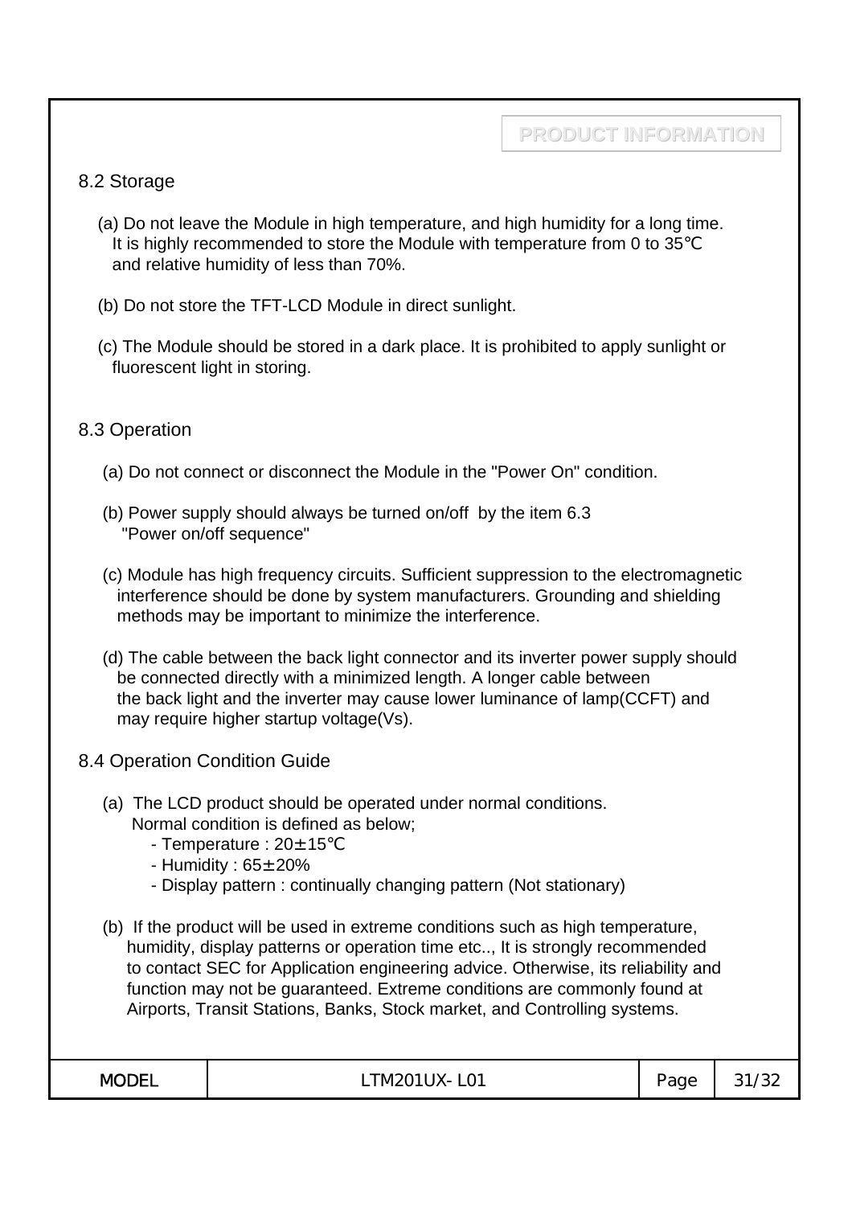## 8.2 Storage

(a) Do not leave the Module in high temperature, and high humidity for a long time. It is highly recommended to store the Module with temperature from 0 to 35℃ and relative humidity of less than 70%.

(b) Do not store the TFT-LCD Module in direct sunlight.

(c) The Module should be stored in a dark place. It is prohibited to apply sunlight or fluorescent light in storing.

## 8.3 Operation

(a) Do not connect or disconnect the Module in the "Power On" condition.

(b) Power supply should always be turned on/off by the item 6.3 "Power on/off sequence"

(c) Module has high frequency circuits. Sufficient suppression to the electromagnetic interference should be done by system manufacturers. Grounding and shielding methods may be important to minimize the interference.

(d) The cable between the back light connector and its inverter power supply should be connected directly with a minimized length. A longer cable between the back light and the inverter may cause lower luminance of lamp(CCFT) and may require higher startup voltage(Vs).

## 8.4 Operation Condition Guide

(a) The LCD product should be operated under normal conditions. Normal condition is defined as below;
- Temperature : 20±15℃
- Humidity : 65±20%
- Display pattern : continually changing pattern (Not stationary)

(b) If the product will be used in extreme conditions such as high temperature, humidity, display patterns or operation time etc.., It is strongly recommended to contact SEC for Application engineering advice. Otherwise, its reliability and function may not be guaranteed. Extreme conditions are commonly found at Airports, Transit Stations, Banks, Stock market, and Controlling systems.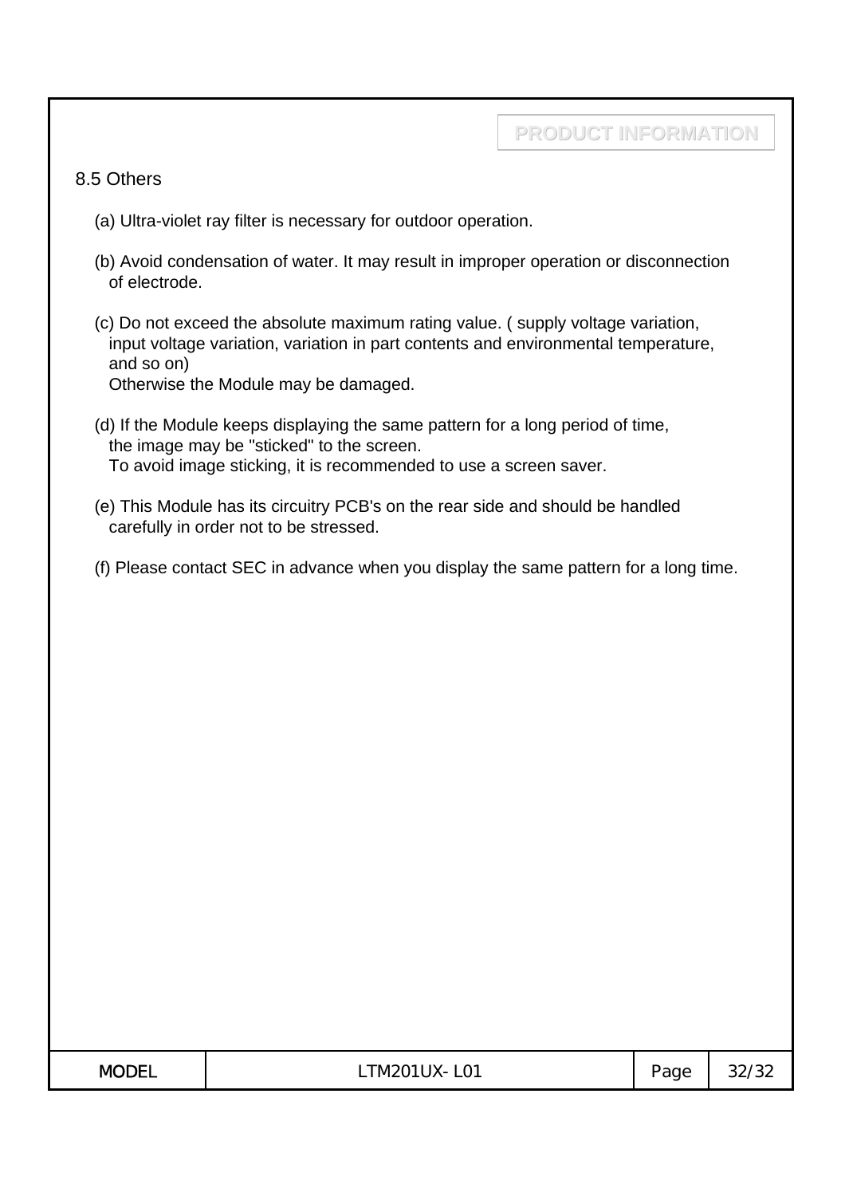## 8.5 Others

(a) Ultra-violet ray filter is necessary for outdoor operation.

(b) Avoid condensation of water. It may result in improper operation or disconnection of electrode.

(c) Do not exceed the absolute maximum rating value. ( supply voltage variation, input voltage variation, variation in part contents and environmental temperature, and so on)
Otherwise the Module may be damaged.

(d) If the Module keeps displaying the same pattern for a long period of time, the image may be "sticked" to the screen.
To avoid image sticking, it is recommended to use a screen saver.

(e) This Module has its circuitry PCB's on the rear side and should be handled carefully in order not to be stressed.

(f) Please contact SEC in advance when you display the same pattern for a long time.